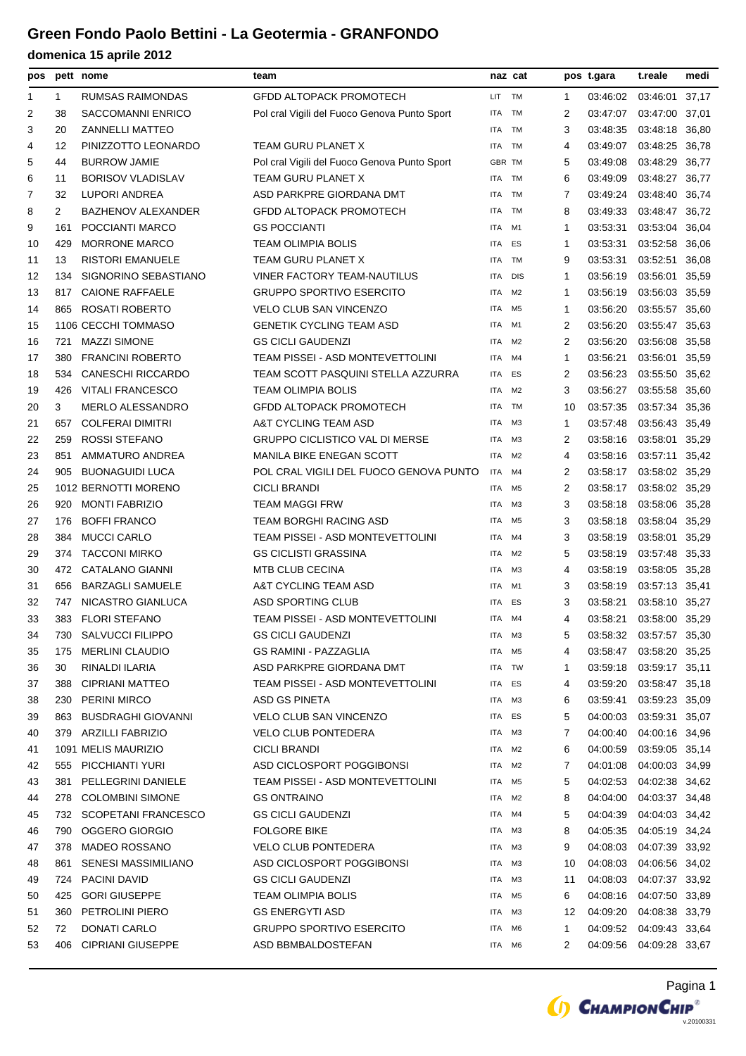# Green Fondo Paolo Bettini - La Geotermia - GRANFONDO

## domenica 15 aprile 2012

| pos | pett | nome | team | naz | cat | pos | t.gara | t.reale | medi |
|---|---|---|---|---|---|---|---|---|---|
| 1 | 1 | RUMSAS RAIMONDAS | GFDD ALTOPACK PROMOTECH | LIT | TM | 1 | 03:46:02 | 03:46:01 | 37,17 |
| 2 | 38 | SACCOMANNI ENRICO | Pol cral Vigili del Fuoco Genova Punto Sport | ITA | TM | 2 | 03:47:07 | 03:47:00 | 37,01 |
| 3 | 20 | ZANNELLI MATTEO | | ITA | TM | 3 | 03:48:35 | 03:48:18 | 36,80 |
| 4 | 12 | PINIZZOTTO LEONARDO | TEAM GURU PLANET X | ITA | TM | 4 | 03:49:07 | 03:48:25 | 36,78 |
| 5 | 44 | BURROW JAMIE | Pol cral Vigili del Fuoco Genova Punto Sport | GBR | TM | 5 | 03:49:08 | 03:48:29 | 36,77 |
| 6 | 11 | BORISOV VLADISLAV | TEAM GURU PLANET X | ITA | TM | 6 | 03:49:09 | 03:48:27 | 36,77 |
| 7 | 32 | LUPORI ANDREA | ASD PARKPRE GIORDANA DMT | ITA | TM | 7 | 03:49:24 | 03:48:40 | 36,74 |
| 8 | 2 | BAZHENOV ALEXANDER | GFDD ALTOPACK PROMOTECH | ITA | TM | 8 | 03:49:33 | 03:48:47 | 36,72 |
| 9 | 161 | POCCIANTI MARCO | GS POCCIANTI | ITA | M1 | 1 | 03:53:31 | 03:53:04 | 36,04 |
| 10 | 429 | MORRONE MARCO | TEAM OLIMPIA BOLIS | ITA | ES | 1 | 03:53:31 | 03:52:58 | 36,06 |
| 11 | 13 | RISTORI EMANUELE | TEAM GURU PLANET X | ITA | TM | 9 | 03:53:31 | 03:52:51 | 36,08 |
| 12 | 134 | SIGNORINO SEBASTIANO | VINER FACTORY TEAM-NAUTILUS | ITA | DIS | 1 | 03:56:19 | 03:56:01 | 35,59 |
| 13 | 817 | CAIONE RAFFAELE | GRUPPO SPORTIVO ESERCITO | ITA | M2 | 1 | 03:56:19 | 03:56:03 | 35,59 |
| 14 | 865 | ROSATI ROBERTO | VELO CLUB SAN VINCENZO | ITA | M5 | 1 | 03:56:20 | 03:55:57 | 35,60 |
| 15 | 1106 | CECCHI TOMMASO | GENETIK CYCLING TEAM ASD | ITA | M1 | 2 | 03:56:20 | 03:55:47 | 35,63 |
| 16 | 721 | MAZZI SIMONE | GS CICLI GAUDENZI | ITA | M2 | 2 | 03:56:20 | 03:56:08 | 35,58 |
| 17 | 380 | FRANCINI ROBERTO | TEAM PISSEI - ASD MONTEVETTOLINI | ITA | M4 | 1 | 03:56:21 | 03:56:01 | 35,59 |
| 18 | 534 | CANESCHI RICCARDO | TEAM SCOTT PASQUINI STELLA AZZURRA | ITA | ES | 2 | 03:56:23 | 03:55:50 | 35,62 |
| 19 | 426 | VITALI FRANCESCO | TEAM OLIMPIA BOLIS | ITA | M2 | 3 | 03:56:27 | 03:55:58 | 35,60 |
| 20 | 3 | MERLO ALESSANDRO | GFDD ALTOPACK PROMOTECH | ITA | TM | 10 | 03:57:35 | 03:57:34 | 35,36 |
| 21 | 657 | COLFERAI DIMITRI | A&T CYCLING TEAM ASD | ITA | M3 | 1 | 03:57:48 | 03:56:43 | 35,49 |
| 22 | 259 | ROSSI STEFANO | GRUPPO CICLISTICO VAL DI MERSE | ITA | M3 | 2 | 03:58:16 | 03:58:01 | 35,29 |
| 23 | 851 | AMMATURO ANDREA | MANILA BIKE ENEGAN SCOTT | ITA | M2 | 4 | 03:58:16 | 03:57:11 | 35,42 |
| 24 | 905 | BUONAGUIDI LUCA | POL CRAL VIGILI DEL FUOCO GENOVA PUNTO | ITA | M4 | 2 | 03:58:17 | 03:58:02 | 35,29 |
| 25 | 1012 | BERNOTTI MORENO | CICLI BRANDI | ITA | M5 | 2 | 03:58:17 | 03:58:02 | 35,29 |
| 26 | 920 | MONTI FABRIZIO | TEAM MAGGI FRW | ITA | M3 | 3 | 03:58:18 | 03:58:06 | 35,28 |
| 27 | 176 | BOFFI FRANCO | TEAM BORGHI RACING ASD | ITA | M5 | 3 | 03:58:18 | 03:58:04 | 35,29 |
| 28 | 384 | MUCCI CARLO | TEAM PISSEI - ASD MONTEVETTOLINI | ITA | M4 | 3 | 03:58:19 | 03:58:01 | 35,29 |
| 29 | 374 | TACCONI MIRKO | GS CICLISTI GRASSINA | ITA | M2 | 5 | 03:58:19 | 03:57:48 | 35,33 |
| 30 | 472 | CATALANO GIANNI | MTB CLUB CECINA | ITA | M3 | 4 | 03:58:19 | 03:58:05 | 35,28 |
| 31 | 656 | BARZAGLI SAMUELE | A&T CYCLING TEAM ASD | ITA | M1 | 3 | 03:58:19 | 03:57:13 | 35,41 |
| 32 | 747 | NICASTRO GIANLUCA | ASD SPORTING CLUB | ITA | ES | 3 | 03:58:21 | 03:58:10 | 35,27 |
| 33 | 383 | FLORI STEFANO | TEAM PISSEI - ASD MONTEVETTOLINI | ITA | M4 | 4 | 03:58:21 | 03:58:00 | 35,29 |
| 34 | 730 | SALVUCCI FILIPPO | GS CICLI GAUDENZI | ITA | M3 | 5 | 03:58:32 | 03:57:57 | 35,30 |
| 35 | 175 | MERLINI CLAUDIO | GS RAMINI - PAZZAGLIA | ITA | M5 | 4 | 03:58:47 | 03:58:20 | 35,25 |
| 36 | 30 | RINALDI ILARIA | ASD PARKPRE GIORDANA DMT | ITA | TW | 1 | 03:59:18 | 03:59:17 | 35,11 |
| 37 | 388 | CIPRIANI MATTEO | TEAM PISSEI - ASD MONTEVETTOLINI | ITA | ES | 4 | 03:59:20 | 03:58:47 | 35,18 |
| 38 | 230 | PERINI MIRCO | ASD GS PINETA | ITA | M3 | 6 | 03:59:41 | 03:59:23 | 35,09 |
| 39 | 863 | BUSDRAGHI GIOVANNI | VELO CLUB SAN VINCENZO | ITA | ES | 5 | 04:00:03 | 03:59:31 | 35,07 |
| 40 | 379 | ARZILLI FABRIZIO | VELO CLUB PONTEDERA | ITA | M3 | 7 | 04:00:40 | 04:00:16 | 34,96 |
| 41 | 1091 | MELIS MAURIZIO | CICLI BRANDI | ITA | M2 | 6 | 04:00:59 | 03:59:05 | 35,14 |
| 42 | 555 | PICCHIANTI YURI | ASD CICLOSPORT POGGIBONSI | ITA | M2 | 7 | 04:01:08 | 04:00:03 | 34,99 |
| 43 | 381 | PELLEGRINI DANIELE | TEAM PISSEI - ASD MONTEVETTOLINI | ITA | M5 | 5 | 04:02:53 | 04:02:38 | 34,62 |
| 44 | 278 | COLOMBINI SIMONE | GS ONTRAINO | ITA | M2 | 8 | 04:04:00 | 04:03:37 | 34,48 |
| 45 | 732 | SCOPETANI FRANCESCO | GS CICLI GAUDENZI | ITA | M4 | 5 | 04:04:39 | 04:04:03 | 34,42 |
| 46 | 790 | OGGERO GIORGIO | FOLGORE BIKE | ITA | M3 | 8 | 04:05:35 | 04:05:19 | 34,24 |
| 47 | 378 | MADEO ROSSANO | VELO CLUB PONTEDERA | ITA | M3 | 9 | 04:08:03 | 04:07:39 | 33,92 |
| 48 | 861 | SENESI MASSIMILIANO | ASD CICLOSPORT POGGIBONSI | ITA | M3 | 10 | 04:08:03 | 04:06:56 | 34,02 |
| 49 | 724 | PACINI DAVID | GS CICLI GAUDENZI | ITA | M3 | 11 | 04:08:03 | 04:07:37 | 33,92 |
| 50 | 425 | GORI GIUSEPPE | TEAM OLIMPIA BOLIS | ITA | M5 | 6 | 04:08:16 | 04:07:50 | 33,89 |
| 51 | 360 | PETROLINI PIERO | GS ENERGYTI ASD | ITA | M3 | 12 | 04:09:20 | 04:08:38 | 33,79 |
| 52 | 72 | DONATI CARLO | GRUPPO SPORTIVO ESERCITO | ITA | M6 | 1 | 04:09:52 | 04:09:43 | 33,64 |
| 53 | 406 | CIPRIANI GIUSEPPE | ASD BBMBALDOSTEFAN | ITA | M6 | 2 | 04:09:56 | 04:09:28 | 33,67 |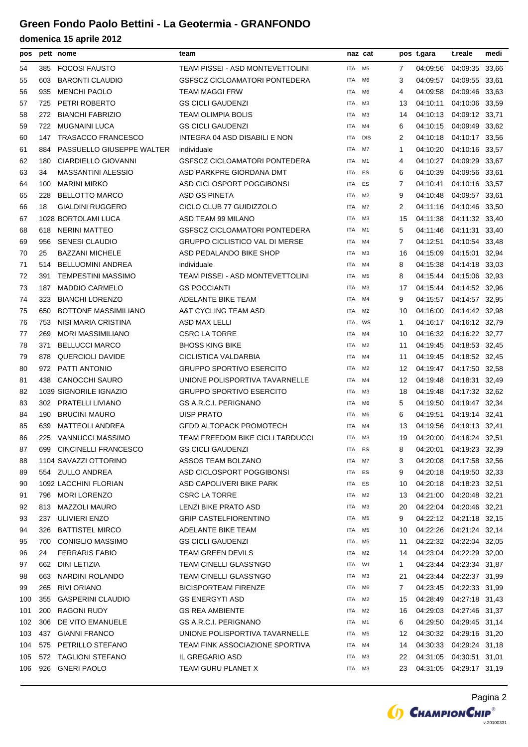# Green Fondo Paolo Bettini - La Geotermia - GRANFONDO

## domenica 15 aprile 2012

| pos | pett | nome | team | naz | cat | pos | t.gara | t.reale | medi |
|---|---|---|---|---|---|---|---|---|---|
| 54 | 385 | FOCOSI FAUSTO | TEAM PISSEI - ASD MONTEVETTOLINI | ITA | M5 | 7 | 04:09:56 | 04:09:35 | 33,66 |
| 55 | 603 | BARONTI CLAUDIO | GSFSCZ CICLOAMATORI PONTEDERA | ITA | M6 | 3 | 04:09:57 | 04:09:55 | 33,61 |
| 56 | 935 | MENCHI PAOLO | TEAM MAGGI FRW | ITA | M6 | 4 | 04:09:58 | 04:09:46 | 33,63 |
| 57 | 725 | PETRI ROBERTO | GS CICLI GAUDENZI | ITA | M3 | 13 | 04:10:11 | 04:10:06 | 33,59 |
| 58 | 272 | BIANCHI FABRIZIO | TEAM OLIMPIA BOLIS | ITA | M3 | 14 | 04:10:13 | 04:09:12 | 33,71 |
| 59 | 722 | MUGNAINI LUCA | GS CICLI GAUDENZI | ITA | M4 | 6 | 04:10:15 | 04:09:49 | 33,62 |
| 60 | 147 | TRASACCO FRANCESCO | INTEGRA 04 ASD DISABILI E NON | ITA | DIS | 2 | 04:10:18 | 04:10:17 | 33,56 |
| 61 | 884 | PASSUELLO GIUSEPPE WALTER | individuale | ITA | M7 | 1 | 04:10:20 | 04:10:16 | 33,57 |
| 62 | 180 | CIARDIELLO GIOVANNI | GSFSCZ CICLOAMATORI PONTEDERA | ITA | M1 | 4 | 04:10:27 | 04:09:29 | 33,67 |
| 63 | 34 | MASSANTINI ALESSIO | ASD PARKPRE GIORDANA DMT | ITA | ES | 6 | 04:10:39 | 04:09:56 | 33,61 |
| 64 | 100 | MARINI MIRKO | ASD CICLOSPORT POGGIBONSI | ITA | ES | 7 | 04:10:41 | 04:10:16 | 33,57 |
| 65 | 228 | BELLOTTO MARCO | ASD GS PINETA | ITA | M2 | 9 | 04:10:48 | 04:09:57 | 33,61 |
| 66 | 18 | GIALDINI RUGGERO | CICLO CLUB 77 GUIDIZZOLO | ITA | M7 | 2 | 04:11:16 | 04:10:46 | 33,50 |
| 67 | 1028 | BORTOLAMI LUCA | ASD TEAM 99 MILANO | ITA | M3 | 15 | 04:11:38 | 04:11:32 | 33,40 |
| 68 | 618 | NERINI MATTEO | GSFSCZ CICLOAMATORI PONTEDERA | ITA | M1 | 5 | 04:11:46 | 04:11:31 | 33,40 |
| 69 | 956 | SENESI CLAUDIO | GRUPPO CICLISTICO VAL DI MERSE | ITA | M4 | 7 | 04:12:51 | 04:10:54 | 33,48 |
| 70 | 25 | BAZZANI MICHELE | ASD PEDALANDO BIKE SHOP | ITA | M3 | 16 | 04:15:09 | 04:15:01 | 32,94 |
| 71 | 514 | BELLUOMINI ANDREA | individuale | ITA | M4 | 8 | 04:15:38 | 04:14:18 | 33,03 |
| 72 | 391 | TEMPESTINI MASSIMO | TEAM PISSEI - ASD MONTEVETTOLINI | ITA | M5 | 8 | 04:15:44 | 04:15:06 | 32,93 |
| 73 | 187 | MADDIO CARMELO | GS POCCIANTI | ITA | M3 | 17 | 04:15:44 | 04:14:52 | 32,96 |
| 74 | 323 | BIANCHI LORENZO | ADELANTE BIKE TEAM | ITA | M4 | 9 | 04:15:57 | 04:14:57 | 32,95 |
| 75 | 650 | BOTTONE MASSIMILIANO | A&T CYCLING TEAM ASD | ITA | M2 | 10 | 04:16:00 | 04:14:42 | 32,98 |
| 76 | 753 | NISI MARIA CRISTINA | ASD MAX LELLI | ITA | WS | 1 | 04:16:17 | 04:16:12 | 32,79 |
| 77 | 269 | MORI MASSIMILIANO | CSRC LA TORRE | ITA | M4 | 10 | 04:16:32 | 04:16:22 | 32,77 |
| 78 | 371 | BELLUCCI MARCO | BHOSS KING BIKE | ITA | M2 | 11 | 04:19:45 | 04:18:53 | 32,45 |
| 79 | 878 | QUERCIOLI DAVIDE | CICLISTICA VALDARBIA | ITA | M4 | 11 | 04:19:45 | 04:18:52 | 32,45 |
| 80 | 972 | PATTI ANTONIO | GRUPPO SPORTIVO ESERCITO | ITA | M2 | 12 | 04:19:47 | 04:17:50 | 32,58 |
| 81 | 438 | CANOCCHI SAURO | UNIONE POLISPORTIVA TAVARNELLE | ITA | M4 | 12 | 04:19:48 | 04:18:31 | 32,49 |
| 82 | 1039 | SIGNORILE IGNAZIO | GRUPPO SPORTIVO ESERCITO | ITA | M3 | 18 | 04:19:48 | 04:17:32 | 32,62 |
| 83 | 302 | PRATELLI LIVIANO | GS A.R.C.I. PERIGNANO | ITA | M6 | 5 | 04:19:50 | 04:19:47 | 32,34 |
| 84 | 190 | BRUCINI MAURO | UISP PRATO | ITA | M6 | 6 | 04:19:51 | 04:19:14 | 32,41 |
| 85 | 639 | MATTEOLI ANDREA | GFDD ALTOPACK PROMOTECH | ITA | M4 | 13 | 04:19:56 | 04:19:13 | 32,41 |
| 86 | 225 | VANNUCCI MASSIMO | TEAM FREEDOM BIKE CICLI TARDUCCI | ITA | M3 | 19 | 04:20:00 | 04:18:24 | 32,51 |
| 87 | 699 | CINCINELLI FRANCESCO | GS CICLI GAUDENZI | ITA | ES | 8 | 04:20:01 | 04:19:23 | 32,39 |
| 88 | 1104 | SAVAZZI OTTORINO | ASSOS TEAM BOLZANO | ITA | M7 | 3 | 04:20:08 | 04:17:58 | 32,56 |
| 89 | 554 | ZULLO ANDREA | ASD CICLOSPORT POGGIBONSI | ITA | ES | 9 | 04:20:18 | 04:19:50 | 32,33 |
| 90 | 1092 | LACCHINI FLORIAN | ASD CAPOLIVERI BIKE PARK | ITA | ES | 10 | 04:20:18 | 04:18:23 | 32,51 |
| 91 | 796 | MORI LORENZO | CSRC LA TORRE | ITA | M2 | 13 | 04:21:00 | 04:20:48 | 32,21 |
| 92 | 813 | MAZZOLI MAURO | LENZI BIKE PRATO ASD | ITA | M3 | 20 | 04:22:04 | 04:20:46 | 32,21 |
| 93 | 237 | ULIVIERI ENZO | GRIP CASTELFIORENTINO | ITA | M5 | 9 | 04:22:12 | 04:21:18 | 32,15 |
| 94 | 326 | BATTISTEL MIRCO | ADELANTE BIKE TEAM | ITA | M5 | 10 | 04:22:26 | 04:21:24 | 32,14 |
| 95 | 700 | CONIGLIO MASSIMO | GS CICLI GAUDENZI | ITA | M5 | 11 | 04:22:32 | 04:22:04 | 32,05 |
| 96 | 24 | FERRARIS FABIO | TEAM GREEN DEVILS | ITA | M2 | 14 | 04:23:04 | 04:22:29 | 32,00 |
| 97 | 662 | DINI LETIZIA | TEAM CINELLI GLASS'NGO | ITA | W1 | 1 | 04:23:44 | 04:23:34 | 31,87 |
| 98 | 663 | NARDINI ROLANDO | TEAM CINELLI GLASS'NGO | ITA | M3 | 21 | 04:23:44 | 04:22:37 | 31,99 |
| 99 | 265 | RIVI ORIANO | BICISPORTEAM FIRENZE | ITA | M6 | 7 | 04:23:45 | 04:22:33 | 31,99 |
| 100 | 355 | GASPERINI CLAUDIO | GS ENERGYTI ASD | ITA | M2 | 15 | 04:28:49 | 04:27:18 | 31,43 |
| 101 | 200 | RAGONI RUDY | GS REA AMBIENTE | ITA | M2 | 16 | 04:29:03 | 04:27:46 | 31,37 |
| 102 | 306 | DE VITO EMANUELE | GS A.R.C.I. PERIGNANO | ITA | M1 | 6 | 04:29:50 | 04:29:45 | 31,14 |
| 103 | 437 | GIANNI FRANCO | UNIONE POLISPORTIVA TAVARNELLE | ITA | M5 | 12 | 04:30:32 | 04:29:16 | 31,20 |
| 104 | 575 | PETRILLO STEFANO | TEAM FINK ASSOCIAZIONE SPORTIVA | ITA | M4 | 14 | 04:30:33 | 04:29:24 | 31,18 |
| 105 | 572 | TAGLIONI STEFANO | IL GREGARIO ASD | ITA | M3 | 22 | 04:31:05 | 04:30:51 | 31,01 |
| 106 | 926 | GNERI PAOLO | TEAM GURU PLANET X | ITA | M3 | 23 | 04:31:05 | 04:29:17 | 31,19 |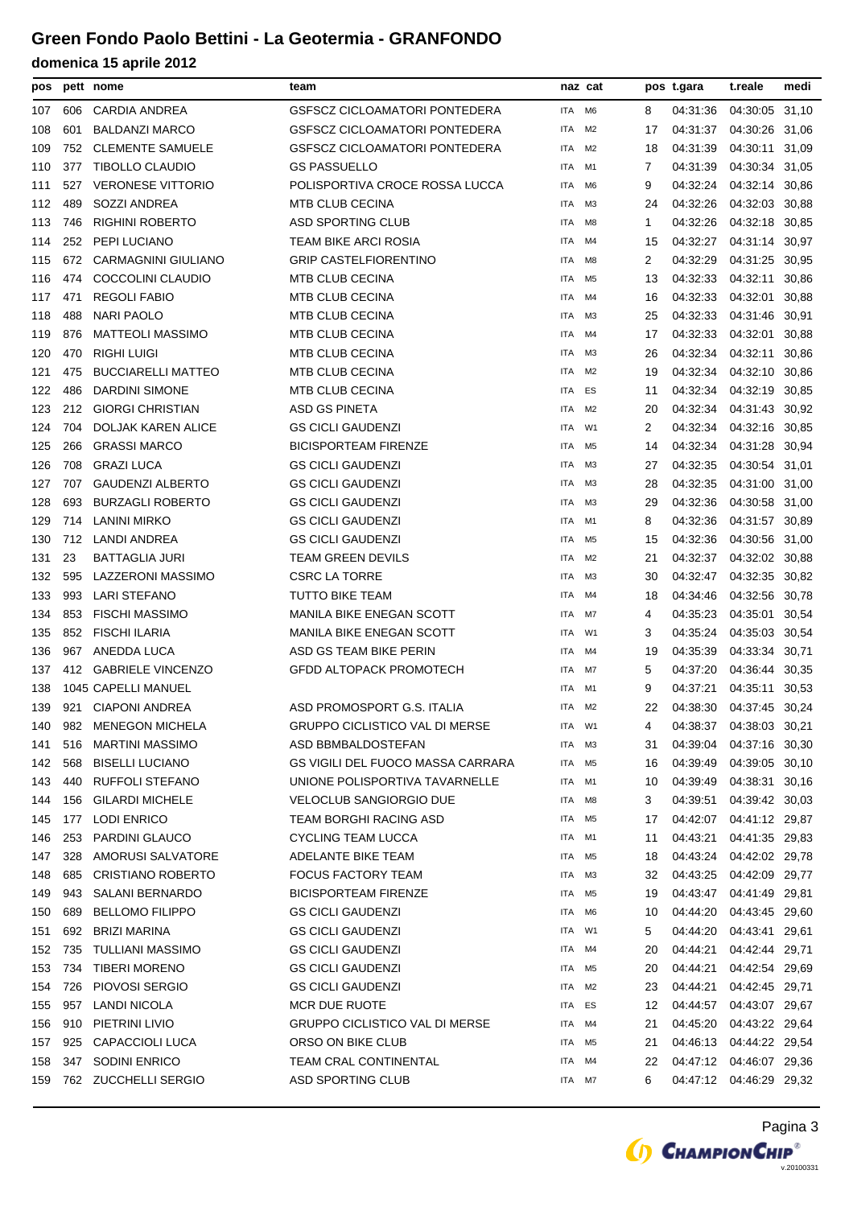# Green Fondo Paolo Bettini - La Geotermia - GRANFONDO

## domenica 15 aprile 2012

| pos | pett | nome | team | naz | cat | pos | t.gara | t.reale | medi |
|---|---|---|---|---|---|---|---|---|---|
| 107 | 606 | CARDIA ANDREA | GSFSCZ CICLOAMATORI PONTEDERA | ITA | M6 | 8 | 04:31:36 | 04:30:05 | 31,10 |
| 108 | 601 | BALDANZI MARCO | GSFSCZ CICLOAMATORI PONTEDERA | ITA | M2 | 17 | 04:31:37 | 04:30:26 | 31,06 |
| 109 | 752 | CLEMENTE SAMUELE | GSFSCZ CICLOAMATORI PONTEDERA | ITA | M2 | 18 | 04:31:39 | 04:30:11 | 31,09 |
| 110 | 377 | TIBOLLO CLAUDIO | GS PASSUELLO | ITA | M1 | 7 | 04:31:39 | 04:30:34 | 31,05 |
| 111 | 527 | VERONESE VITTORIO | POLISPORTIVA CROCE ROSSA LUCCA | ITA | M6 | 9 | 04:32:24 | 04:32:14 | 30,86 |
| 112 | 489 | SOZZI ANDREA | MTB CLUB CECINA | ITA | M3 | 24 | 04:32:26 | 04:32:03 | 30,88 |
| 113 | 746 | RIGHINI ROBERTO | ASD SPORTING CLUB | ITA | M8 | 1 | 04:32:26 | 04:32:18 | 30,85 |
| 114 | 252 | PEPI LUCIANO | TEAM BIKE ARCI ROSIA | ITA | M4 | 15 | 04:32:27 | 04:31:14 | 30,97 |
| 115 | 672 | CARMAGNINI GIULIANO | GRIP CASTELFIORENTINO | ITA | M8 | 2 | 04:32:29 | 04:31:25 | 30,95 |
| 116 | 474 | COCCOLINI CLAUDIO | MTB CLUB CECINA | ITA | M5 | 13 | 04:32:33 | 04:32:11 | 30,86 |
| 117 | 471 | REGOLI FABIO | MTB CLUB CECINA | ITA | M4 | 16 | 04:32:33 | 04:32:01 | 30,88 |
| 118 | 488 | NARI PAOLO | MTB CLUB CECINA | ITA | M3 | 25 | 04:32:33 | 04:31:46 | 30,91 |
| 119 | 876 | MATTEOLI MASSIMO | MTB CLUB CECINA | ITA | M4 | 17 | 04:32:33 | 04:32:01 | 30,88 |
| 120 | 470 | RIGHI LUIGI | MTB CLUB CECINA | ITA | M3 | 26 | 04:32:34 | 04:32:11 | 30,86 |
| 121 | 475 | BUCCIARELLI MATTEO | MTB CLUB CECINA | ITA | M2 | 19 | 04:32:34 | 04:32:10 | 30,86 |
| 122 | 486 | DARDINI SIMONE | MTB CLUB CECINA | ITA | ES | 11 | 04:32:34 | 04:32:19 | 30,85 |
| 123 | 212 | GIORGI CHRISTIAN | ASD GS PINETA | ITA | M2 | 20 | 04:32:34 | 04:31:43 | 30,92 |
| 124 | 704 | DOLJAK KAREN ALICE | GS CICLI GAUDENZI | ITA | W1 | 2 | 04:32:34 | 04:32:16 | 30,85 |
| 125 | 266 | GRASSI MARCO | BICISPORTEAM FIRENZE | ITA | M5 | 14 | 04:32:34 | 04:31:28 | 30,94 |
| 126 | 708 | GRAZI LUCA | GS CICLI GAUDENZI | ITA | M3 | 27 | 04:32:35 | 04:30:54 | 31,01 |
| 127 | 707 | GAUDENZI ALBERTO | GS CICLI GAUDENZI | ITA | M3 | 28 | 04:32:35 | 04:31:00 | 31,00 |
| 128 | 693 | BURZAGLI ROBERTO | GS CICLI GAUDENZI | ITA | M3 | 29 | 04:32:36 | 04:30:58 | 31,00 |
| 129 | 714 | LANINI MIRKO | GS CICLI GAUDENZI | ITA | M1 | 8 | 04:32:36 | 04:31:57 | 30,89 |
| 130 | 712 | LANDI ANDREA | GS CICLI GAUDENZI | ITA | M5 | 15 | 04:32:36 | 04:30:56 | 31,00 |
| 131 | 23 | BATTAGLIA JURI | TEAM GREEN DEVILS | ITA | M2 | 21 | 04:32:37 | 04:32:02 | 30,88 |
| 132 | 595 | LAZZERONI MASSIMO | CSRC LA TORRE | ITA | M3 | 30 | 04:32:47 | 04:32:35 | 30,82 |
| 133 | 993 | LARI STEFANO | TUTTO BIKE TEAM | ITA | M4 | 18 | 04:34:46 | 04:32:56 | 30,78 |
| 134 | 853 | FISCHI MASSIMO | MANILA BIKE ENEGAN SCOTT | ITA | M7 | 4 | 04:35:23 | 04:35:01 | 30,54 |
| 135 | 852 | FISCHI ILARIA | MANILA BIKE ENEGAN SCOTT | ITA | W1 | 3 | 04:35:24 | 04:35:03 | 30,54 |
| 136 | 967 | ANEDDA LUCA | ASD GS TEAM BIKE PERIN | ITA | M4 | 19 | 04:35:39 | 04:33:34 | 30,71 |
| 137 | 412 | GABRIELE VINCENZO | GFDD ALTOPACK PROMOTECH | ITA | M7 | 5 | 04:37:20 | 04:36:44 | 30,35 |
| 138 | 1045 | CAPELLI MANUEL | | ITA | M1 | 9 | 04:37:21 | 04:35:11 | 30,53 |
| 139 | 921 | CIAPONI ANDREA | ASD PROMOSPORT G.S. ITALIA | ITA | M2 | 22 | 04:38:30 | 04:37:45 | 30,24 |
| 140 | 982 | MENEGON MICHELA | GRUPPO CICLISTICO VAL DI MERSE | ITA | W1 | 4 | 04:38:37 | 04:38:03 | 30,21 |
| 141 | 516 | MARTINI MASSIMO | ASD BBMBALDOSTEFAN | ITA | M3 | 31 | 04:39:04 | 04:37:16 | 30,30 |
| 142 | 568 | BISELLI LUCIANO | GS VIGILI DEL FUOCO MASSA CARRARA | ITA | M5 | 16 | 04:39:49 | 04:39:05 | 30,10 |
| 143 | 440 | RUFFOLI STEFANO | UNIONE POLISPORTIVA TAVARNELLE | ITA | M1 | 10 | 04:39:49 | 04:38:31 | 30,16 |
| 144 | 156 | GILARDI MICHELE | VELOCLUB SANGIORGIO DUE | ITA | M8 | 3 | 04:39:51 | 04:39:42 | 30,03 |
| 145 | 177 | LODI ENRICO | TEAM BORGHI RACING ASD | ITA | M5 | 17 | 04:42:07 | 04:41:12 | 29,87 |
| 146 | 253 | PARDINI GLAUCO | CYCLING TEAM LUCCA | ITA | M1 | 11 | 04:43:21 | 04:41:35 | 29,83 |
| 147 | 328 | AMORUSI SALVATORE | ADELANTE BIKE TEAM | ITA | M5 | 18 | 04:43:24 | 04:42:02 | 29,78 |
| 148 | 685 | CRISTIANO ROBERTO | FOCUS FACTORY TEAM | ITA | M3 | 32 | 04:43:25 | 04:42:09 | 29,77 |
| 149 | 943 | SALANI BERNARDO | BICISPORTEAM FIRENZE | ITA | M5 | 19 | 04:43:47 | 04:41:49 | 29,81 |
| 150 | 689 | BELLOMO FILIPPO | GS CICLI GAUDENZI | ITA | M6 | 10 | 04:44:20 | 04:43:45 | 29,60 |
| 151 | 692 | BRIZI MARINA | GS CICLI GAUDENZI | ITA | W1 | 5 | 04:44:20 | 04:43:41 | 29,61 |
| 152 | 735 | TULLIANI MASSIMO | GS CICLI GAUDENZI | ITA | M4 | 20 | 04:44:21 | 04:42:44 | 29,71 |
| 153 | 734 | TIBERI MORENO | GS CICLI GAUDENZI | ITA | M5 | 20 | 04:44:21 | 04:42:54 | 29,69 |
| 154 | 726 | PIOVOSI SERGIO | GS CICLI GAUDENZI | ITA | M2 | 23 | 04:44:21 | 04:42:45 | 29,71 |
| 155 | 957 | LANDI NICOLA | MCR DUE RUOTE | ITA | ES | 12 | 04:44:57 | 04:43:07 | 29,67 |
| 156 | 910 | PIETRINI LIVIO | GRUPPO CICLISTICO VAL DI MERSE | ITA | M4 | 21 | 04:45:20 | 04:43:22 | 29,64 |
| 157 | 925 | CAPACCIOLI LUCA | ORSO ON BIKE CLUB | ITA | M5 | 21 | 04:46:13 | 04:44:22 | 29,54 |
| 158 | 347 | SODINI ENRICO | TEAM CRAL CONTINENTAL | ITA | M4 | 22 | 04:47:12 | 04:46:07 | 29,36 |
| 159 | 762 | ZUCCHELLI SERGIO | ASD SPORTING CLUB | ITA | M7 | 6 | 04:47:12 | 04:46:29 | 29,32 |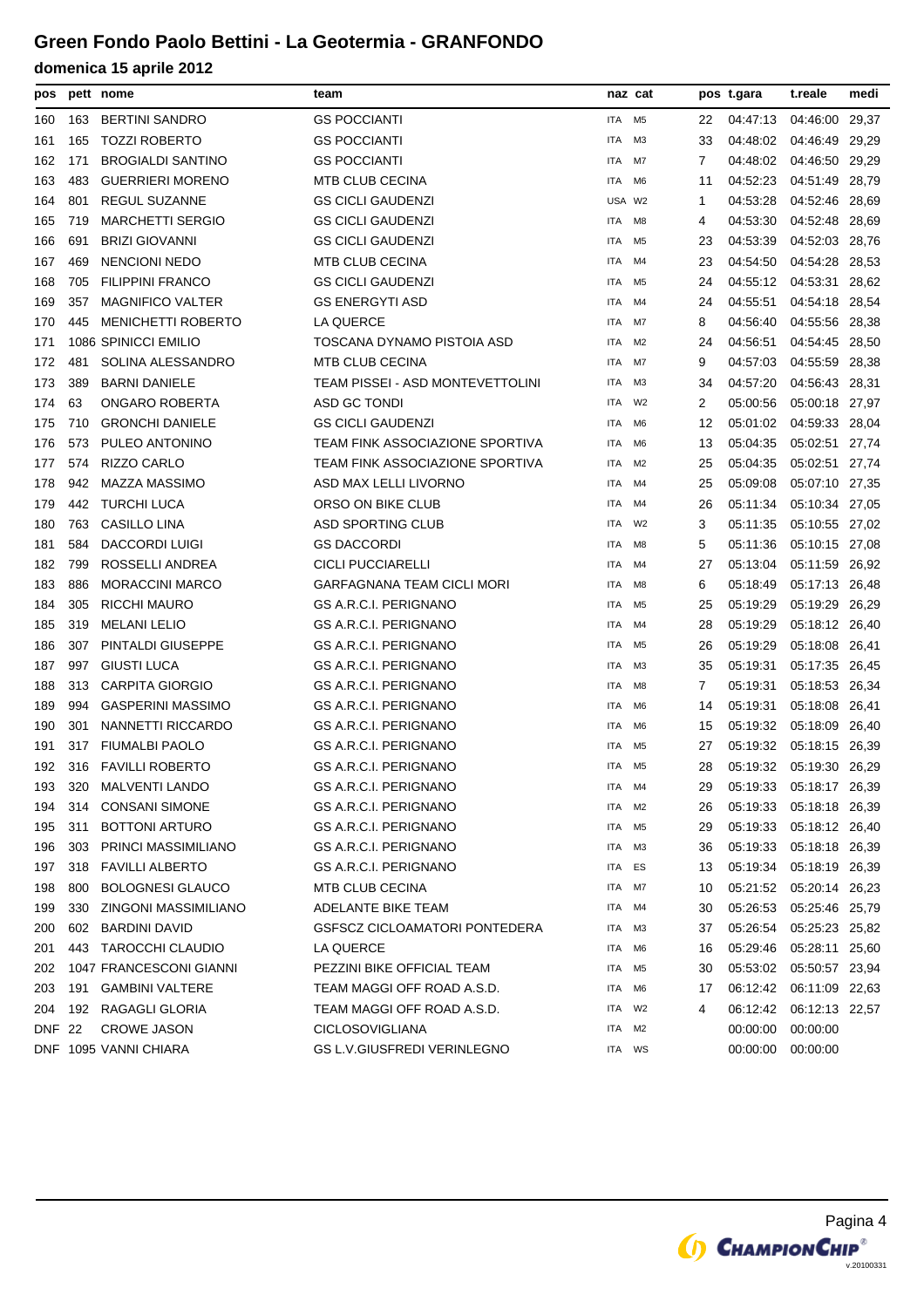# Green Fondo Paolo Bettini - La Geotermia - GRANFONDO

## domenica 15 aprile 2012

| pos | pett | nome | team | naz | cat | pos | t.gara | t.reale | medi |
|---|---|---|---|---|---|---|---|---|---|
| 160 | 163 | BERTINI SANDRO | GS POCCIANTI | ITA | M5 | 22 | 04:47:13 | 04:46:00 | 29,37 |
| 161 | 165 | TOZZI ROBERTO | GS POCCIANTI | ITA | M3 | 33 | 04:48:02 | 04:46:49 | 29,29 |
| 162 | 171 | BROGIALDI SANTINO | GS POCCIANTI | ITA | M7 | 7 | 04:48:02 | 04:46:50 | 29,29 |
| 163 | 483 | GUERRIERI MORENO | MTB CLUB CECINA | ITA | M6 | 11 | 04:52:23 | 04:51:49 | 28,79 |
| 164 | 801 | REGUL SUZANNE | GS CICLI GAUDENZI | USA | W2 | 1 | 04:53:28 | 04:52:46 | 28,69 |
| 165 | 719 | MARCHETTI SERGIO | GS CICLI GAUDENZI | ITA | M8 | 4 | 04:53:30 | 04:52:48 | 28,69 |
| 166 | 691 | BRIZI GIOVANNI | GS CICLI GAUDENZI | ITA | M5 | 23 | 04:53:39 | 04:52:03 | 28,76 |
| 167 | 469 | NENCIONI NEDO | MTB CLUB CECINA | ITA | M4 | 23 | 04:54:50 | 04:54:28 | 28,53 |
| 168 | 705 | FILIPPINI FRANCO | GS CICLI GAUDENZI | ITA | M5 | 24 | 04:55:12 | 04:53:31 | 28,62 |
| 169 | 357 | MAGNIFICO VALTER | GS ENERGYTI ASD | ITA | M4 | 24 | 04:55:51 | 04:54:18 | 28,54 |
| 170 | 445 | MENICHETTI ROBERTO | LA QUERCE | ITA | M7 | 8 | 04:56:40 | 04:55:56 | 28,38 |
| 171 | 1086 | SPINICCI EMILIO | TOSCANA DYNAMO PISTOIA ASD | ITA | M2 | 24 | 04:56:51 | 04:54:45 | 28,50 |
| 172 | 481 | SOLINA ALESSANDRO | MTB CLUB CECINA | ITA | M7 | 9 | 04:57:03 | 04:55:59 | 28,38 |
| 173 | 389 | BARNI DANIELE | TEAM PISSEI - ASD MONTEVETTOLINI | ITA | M3 | 34 | 04:57:20 | 04:56:43 | 28,31 |
| 174 | 63 | ONGARO ROBERTA | ASD GC TONDI | ITA | W2 | 2 | 05:00:56 | 05:00:18 | 27,97 |
| 175 | 710 | GRONCHI DANIELE | GS CICLI GAUDENZI | ITA | M6 | 12 | 05:01:02 | 04:59:33 | 28,04 |
| 176 | 573 | PULEO ANTONINO | TEAM FINK ASSOCIAZIONE SPORTIVA | ITA | M6 | 13 | 05:04:35 | 05:02:51 | 27,74 |
| 177 | 574 | RIZZO CARLO | TEAM FINK ASSOCIAZIONE SPORTIVA | ITA | M2 | 25 | 05:04:35 | 05:02:51 | 27,74 |
| 178 | 942 | MAZZA MASSIMO | ASD MAX LELLI LIVORNO | ITA | M4 | 25 | 05:09:08 | 05:07:10 | 27,35 |
| 179 | 442 | TURCHI LUCA | ORSO ON BIKE CLUB | ITA | M4 | 26 | 05:11:34 | 05:10:34 | 27,05 |
| 180 | 763 | CASILLO LINA | ASD SPORTING CLUB | ITA | W2 | 3 | 05:11:35 | 05:10:55 | 27,02 |
| 181 | 584 | DACCORDI LUIGI | GS DACCORDI | ITA | M8 | 5 | 05:11:36 | 05:10:15 | 27,08 |
| 182 | 799 | ROSSELLI ANDREA | CICLI PUCCIARELLI | ITA | M4 | 27 | 05:13:04 | 05:11:59 | 26,92 |
| 183 | 886 | MORACCINI MARCO | GARFAGNANA TEAM CICLI MORI | ITA | M8 | 6 | 05:18:49 | 05:17:13 | 26,48 |
| 184 | 305 | RICCHI MAURO | GS A.R.C.I. PERIGNANO | ITA | M5 | 25 | 05:19:29 | 05:19:29 | 26,29 |
| 185 | 319 | MELANI LELIO | GS A.R.C.I. PERIGNANO | ITA | M4 | 28 | 05:19:29 | 05:18:12 | 26,40 |
| 186 | 307 | PINTALDI GIUSEPPE | GS A.R.C.I. PERIGNANO | ITA | M5 | 26 | 05:19:29 | 05:18:08 | 26,41 |
| 187 | 997 | GIUSTI LUCA | GS A.R.C.I. PERIGNANO | ITA | M3 | 35 | 05:19:31 | 05:17:35 | 26,45 |
| 188 | 313 | CARPITA GIORGIO | GS A.R.C.I. PERIGNANO | ITA | M8 | 7 | 05:19:31 | 05:18:53 | 26,34 |
| 189 | 994 | GASPERINI MASSIMO | GS A.R.C.I. PERIGNANO | ITA | M6 | 14 | 05:19:31 | 05:18:08 | 26,41 |
| 190 | 301 | NANNETTI RICCARDO | GS A.R.C.I. PERIGNANO | ITA | M6 | 15 | 05:19:32 | 05:18:09 | 26,40 |
| 191 | 317 | FIUMALBI PAOLO | GS A.R.C.I. PERIGNANO | ITA | M5 | 27 | 05:19:32 | 05:18:15 | 26,39 |
| 192 | 316 | FAVILLI ROBERTO | GS A.R.C.I. PERIGNANO | ITA | M5 | 28 | 05:19:32 | 05:19:30 | 26,29 |
| 193 | 320 | MALVENTI LANDO | GS A.R.C.I. PERIGNANO | ITA | M4 | 29 | 05:19:33 | 05:18:17 | 26,39 |
| 194 | 314 | CONSANI SIMONE | GS A.R.C.I. PERIGNANO | ITA | M2 | 26 | 05:19:33 | 05:18:18 | 26,39 |
| 195 | 311 | BOTTONI ARTURO | GS A.R.C.I. PERIGNANO | ITA | M5 | 29 | 05:19:33 | 05:18:12 | 26,40 |
| 196 | 303 | PRINCI MASSIMILIANO | GS A.R.C.I. PERIGNANO | ITA | M3 | 36 | 05:19:33 | 05:18:18 | 26,39 |
| 197 | 318 | FAVILLI ALBERTO | GS A.R.C.I. PERIGNANO | ITA | ES | 13 | 05:19:34 | 05:18:19 | 26,39 |
| 198 | 800 | BOLOGNESI GLAUCO | MTB CLUB CECINA | ITA | M7 | 10 | 05:21:52 | 05:20:14 | 26,23 |
| 199 | 330 | ZINGONI MASSIMILIANO | ADELANTE BIKE TEAM | ITA | M4 | 30 | 05:26:53 | 05:25:46 | 25,79 |
| 200 | 602 | BARDINI DAVID | GSFSCZ CICLOAMATORI PONTEDERA | ITA | M3 | 37 | 05:26:54 | 05:25:23 | 25,82 |
| 201 | 443 | TAROCCHI CLAUDIO | LA QUERCE | ITA | M6 | 16 | 05:29:46 | 05:28:11 | 25,60 |
| 202 | 1047 | FRANCESCONI GIANNI | PEZZINI BIKE OFFICIAL TEAM | ITA | M5 | 30 | 05:53:02 | 05:50:57 | 23,94 |
| 203 | 191 | GAMBINI VALTERE | TEAM MAGGI OFF ROAD A.S.D. | ITA | M6 | 17 | 06:12:42 | 06:11:09 | 22,63 |
| 204 | 192 | RAGAGLI GLORIA | TEAM MAGGI OFF ROAD A.S.D. | ITA | W2 | 4 | 06:12:42 | 06:12:13 | 22,57 |
| DNF | 22 | CROWE JASON | CICLOSOVIGLIANA | ITA | M2 | | 00:00:00 | 00:00:00 | |
| DNF | 1095 | VANNI CHIARA | GS L.V.GIUSFREDI VERINLEGNO | ITA | WS | | 00:00:00 | 00:00:00 | |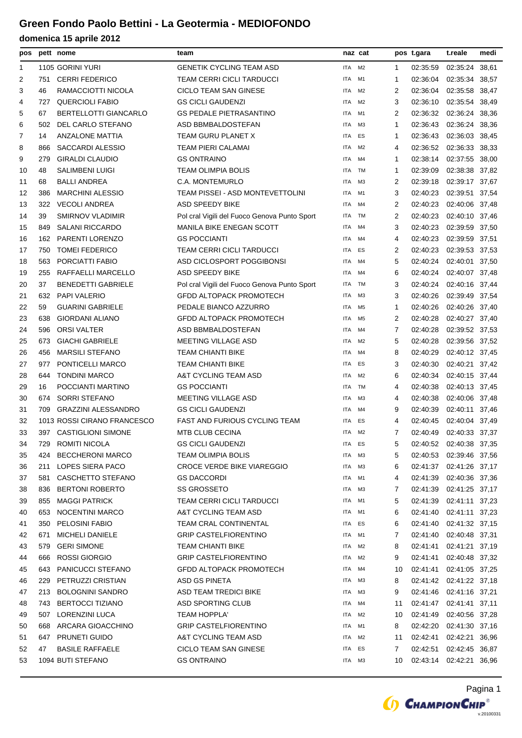# Green Fondo Paolo Bettini - La Geotermia - MEDIOFONDO

## domenica 15 aprile 2012

| pos | pett | nome | team | naz | cat | pos | t.gara | t.reale | medi |
|---|---|---|---|---|---|---|---|---|---|
| 1 | 1105 | GORINI YURI | GENETIK CYCLING TEAM ASD | ITA | M2 | 1 | 02:35:59 | 02:35:24 | 38,61 |
| 2 | 751 | CERRI FEDERICO | TEAM CERRI CICLI TARDUCCI | ITA | M1 | 1 | 02:36:04 | 02:35:34 | 38,57 |
| 3 | 46 | RAMACCIOTTI NICOLA | CICLO TEAM SAN GINESE | ITA | M2 | 2 | 02:36:04 | 02:35:58 | 38,47 |
| 4 | 727 | QUERCIOLI FABIO | GS CICLI GAUDENZI | ITA | M2 | 3 | 02:36:10 | 02:35:54 | 38,49 |
| 5 | 67 | BERTELLOTTI GIANCARLO | GS PEDALE PIETRASANTINO | ITA | M1 | 2 | 02:36:32 | 02:36:24 | 38,36 |
| 6 | 502 | DEL CARLO STEFANO | ASD BBMBALDOSTEFAN | ITA | M3 | 1 | 02:36:43 | 02:36:24 | 38,36 |
| 7 | 14 | ANZALONE MATTIA | TEAM GURU PLANET X | ITA | ES | 1 | 02:36:43 | 02:36:03 | 38,45 |
| 8 | 866 | SACCARDI ALESSIO | TEAM PIERI CALAMAI | ITA | M2 | 4 | 02:36:52 | 02:36:33 | 38,33 |
| 9 | 279 | GIRALDI CLAUDIO | GS ONTRAINO | ITA | M4 | 1 | 02:38:14 | 02:37:55 | 38,00 |
| 10 | 48 | SALIMBENI LUIGI | TEAM OLIMPIA BOLIS | ITA | TM | 1 | 02:39:09 | 02:38:38 | 37,82 |
| 11 | 68 | BALLI ANDREA | C.A. MONTEMURLO | ITA | M3 | 2 | 02:39:18 | 02:39:17 | 37,67 |
| 12 | 386 | MARCHINI ALESSIO | TEAM PISSEI - ASD MONTEVETTOLINI | ITA | M1 | 3 | 02:40:23 | 02:39:51 | 37,54 |
| 13 | 322 | VECOLI ANDREA | ASD SPEEDY BIKE | ITA | M4 | 2 | 02:40:23 | 02:40:06 | 37,48 |
| 14 | 39 | SMIRNOV VLADIMIR | Pol cral Vigili del Fuoco Genova Punto Sport | ITA | TM | 2 | 02:40:23 | 02:40:10 | 37,46 |
| 15 | 849 | SALANI RICCARDO | MANILA BIKE ENEGAN SCOTT | ITA | M4 | 3 | 02:40:23 | 02:39:59 | 37,50 |
| 16 | 162 | PARENTI LORENZO | GS POCCIANTI | ITA | M4 | 4 | 02:40:23 | 02:39:59 | 37,51 |
| 17 | 750 | TOMEI FEDERICO | TEAM CERRI CICLI TARDUCCI | ITA | ES | 2 | 02:40:23 | 02:39:53 | 37,53 |
| 18 | 563 | PORCIATTI FABIO | ASD CICLOSPORT POGGIBONSI | ITA | M4 | 5 | 02:40:24 | 02:40:01 | 37,50 |
| 19 | 255 | RAFFAELLI MARCELLO | ASD SPEEDY BIKE | ITA | M4 | 6 | 02:40:24 | 02:40:07 | 37,48 |
| 20 | 37 | BENEDETTI GABRIELE | Pol cral Vigili del Fuoco Genova Punto Sport | ITA | TM | 3 | 02:40:24 | 02:40:16 | 37,44 |
| 21 | 632 | PAPI VALERIO | GFDD ALTOPACK PROMOTECH | ITA | M3 | 3 | 02:40:26 | 02:39:49 | 37,54 |
| 22 | 59 | GUARINI GABRIELE | PEDALE BIANCO AZZURRO | ITA | M5 | 1 | 02:40:26 | 02:40:26 | 37,40 |
| 23 | 638 | GIORDANI ALIANO | GFDD ALTOPACK PROMOTECH | ITA | M5 | 2 | 02:40:28 | 02:40:27 | 37,40 |
| 24 | 596 | ORSI VALTER | ASD BBMBALDOSTEFAN | ITA | M4 | 7 | 02:40:28 | 02:39:52 | 37,53 |
| 25 | 673 | GIACHI GABRIELE | MEETING VILLAGE ASD | ITA | M2 | 5 | 02:40:28 | 02:39:56 | 37,52 |
| 26 | 456 | MARSILI STEFANO | TEAM CHIANTI BIKE | ITA | M4 | 8 | 02:40:29 | 02:40:12 | 37,45 |
| 27 | 977 | PONTICELLI MARCO | TEAM CHIANTI BIKE | ITA | ES | 3 | 02:40:30 | 02:40:21 | 37,42 |
| 28 | 644 | TONDINI MARCO | A&T CYCLING TEAM ASD | ITA | M2 | 6 | 02:40:34 | 02:40:15 | 37,44 |
| 29 | 16 | POCCIANTI MARTINO | GS POCCIANTI | ITA | TM | 4 | 02:40:38 | 02:40:13 | 37,45 |
| 30 | 674 | SORRI STEFANO | MEETING VILLAGE ASD | ITA | M3 | 4 | 02:40:38 | 02:40:06 | 37,48 |
| 31 | 709 | GRAZZINI ALESSANDRO | GS CICLI GAUDENZI | ITA | M4 | 9 | 02:40:39 | 02:40:11 | 37,46 |
| 32 | 1013 | ROSSI CIRANO FRANCESCO | FAST AND FURIOUS CYCLING TEAM | ITA | ES | 4 | 02:40:45 | 02:40:04 | 37,49 |
| 33 | 397 | CASTIGLIONI SIMONE | MTB CLUB CECINA | ITA | M2 | 7 | 02:40:49 | 02:40:33 | 37,37 |
| 34 | 729 | ROMITI NICOLA | GS CICLI GAUDENZI | ITA | ES | 5 | 02:40:52 | 02:40:38 | 37,35 |
| 35 | 424 | BECCHERONI MARCO | TEAM OLIMPIA BOLIS | ITA | M3 | 5 | 02:40:53 | 02:39:46 | 37,56 |
| 36 | 211 | LOPES SIERA PACO | CROCE VERDE BIKE VIAREGGIO | ITA | M3 | 6 | 02:41:37 | 02:41:26 | 37,17 |
| 37 | 581 | CASCHETTO STEFANO | GS DACCORDI | ITA | M1 | 4 | 02:41:39 | 02:40:36 | 37,36 |
| 38 | 836 | BERTONI ROBERTO | SS GROSSETO | ITA | M3 | 7 | 02:41:39 | 02:41:25 | 37,17 |
| 39 | 855 | MAGGI PATRICK | TEAM CERRI CICLI TARDUCCI | ITA | M1 | 5 | 02:41:39 | 02:41:11 | 37,23 |
| 40 | 653 | NOCENTINI MARCO | A&T CYCLING TEAM ASD | ITA | M1 | 6 | 02:41:40 | 02:41:11 | 37,23 |
| 41 | 350 | PELOSINI FABIO | TEAM CRAL CONTINENTAL | ITA | ES | 6 | 02:41:40 | 02:41:32 | 37,15 |
| 42 | 671 | MICHELI DANIELE | GRIP CASTELFIORENTINO | ITA | M1 | 7 | 02:41:40 | 02:40:48 | 37,31 |
| 43 | 579 | GERI SIMONE | TEAM CHIANTI BIKE | ITA | M2 | 8 | 02:41:41 | 02:41:21 | 37,19 |
| 44 | 666 | ROSSI GIORGIO | GRIP CASTELFIORENTINO | ITA | M2 | 9 | 02:41:41 | 02:40:48 | 37,32 |
| 45 | 643 | PANICUCCI STEFANO | GFDD ALTOPACK PROMOTECH | ITA | M4 | 10 | 02:41:41 | 02:41:05 | 37,25 |
| 46 | 229 | PETRUZZI CRISTIAN | ASD GS PINETA | ITA | M3 | 8 | 02:41:42 | 02:41:22 | 37,18 |
| 47 | 213 | BOLOGNINI SANDRO | ASD TEAM TREDICI BIKE | ITA | M3 | 9 | 02:41:46 | 02:41:16 | 37,21 |
| 48 | 743 | BERTOCCI TIZIANO | ASD SPORTING CLUB | ITA | M4 | 11 | 02:41:47 | 02:41:41 | 37,11 |
| 49 | 507 | LORENZINI LUCA | TEAM HOPPLA' | ITA | M2 | 10 | 02:41:49 | 02:40:56 | 37,28 |
| 50 | 668 | ARCARA GIOACCHINO | GRIP CASTELFIORENTINO | ITA | M1 | 8 | 02:42:20 | 02:41:30 | 37,16 |
| 51 | 647 | PRUNETI GUIDO | A&T CYCLING TEAM ASD | ITA | M2 | 11 | 02:42:41 | 02:42:21 | 36,96 |
| 52 | 47 | BASILE RAFFAELE | CICLO TEAM SAN GINESE | ITA | ES | 7 | 02:42:51 | 02:42:45 | 36,87 |
| 53 | 1094 | BUTI STEFANO | GS ONTRAINO | ITA | M3 | 10 | 02:43:14 | 02:42:21 | 36,96 |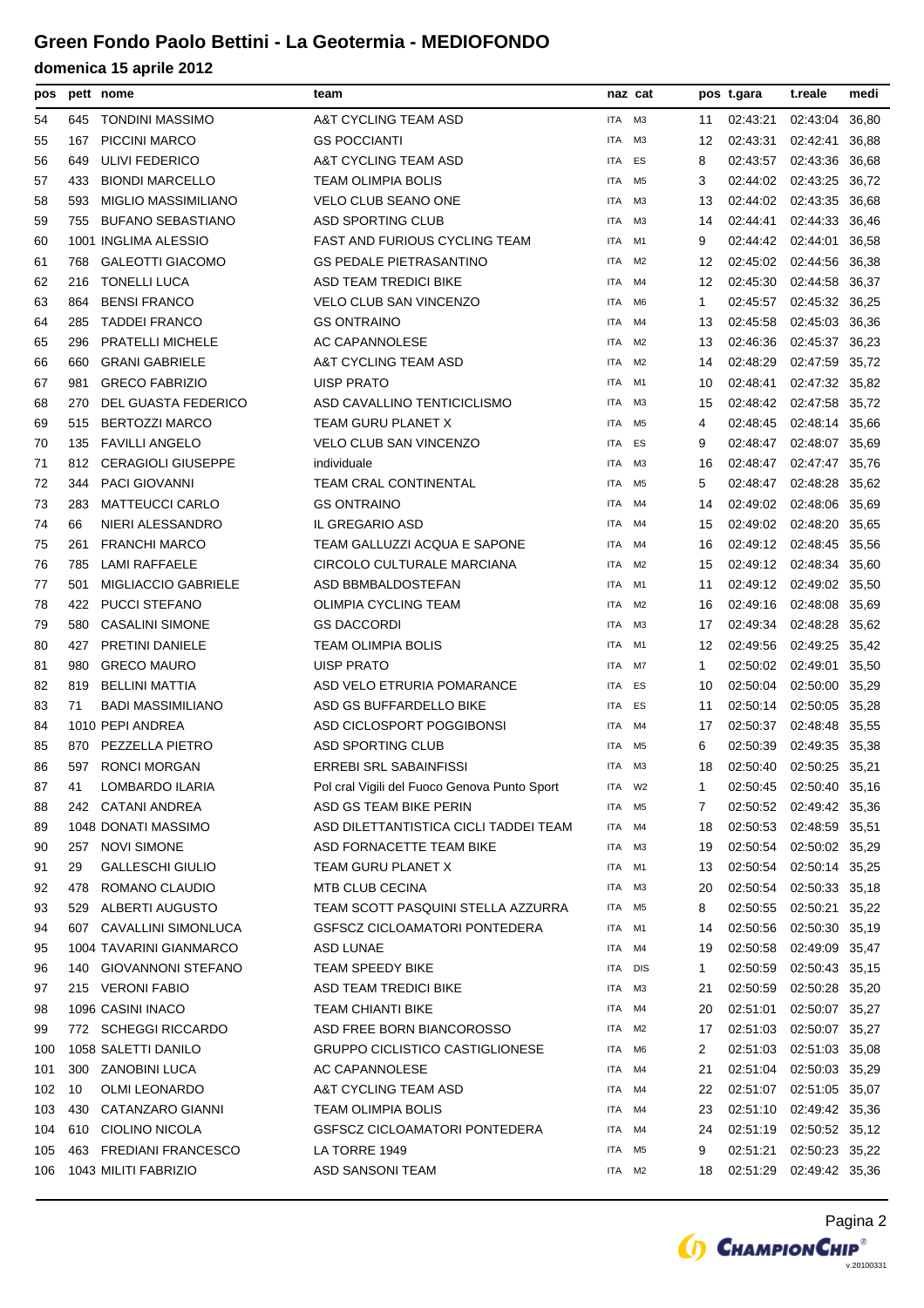# Green Fondo Paolo Bettini - La Geotermia - MEDIOFONDO

## domenica 15 aprile 2012

| pos | pett | nome | team | naz | cat | pos | t.gara | t.reale | medi |
|---|---|---|---|---|---|---|---|---|---|
| 54 | 645 | TONDINI MASSIMO | A&T CYCLING TEAM ASD | ITA | M3 | 11 | 02:43:21 | 02:43:04 | 36,80 |
| 55 | 167 | PICCINI MARCO | GS POCCIANTI | ITA | M3 | 12 | 02:43:31 | 02:42:41 | 36,88 |
| 56 | 649 | ULIVI FEDERICO | A&T CYCLING TEAM ASD | ITA | ES | 8 | 02:43:57 | 02:43:36 | 36,68 |
| 57 | 433 | BIONDI MARCELLO | TEAM OLIMPIA BOLIS | ITA | M5 | 3 | 02:44:02 | 02:43:25 | 36,72 |
| 58 | 593 | MIGLIO MASSIMILIANO | VELO CLUB SEANO ONE | ITA | M3 | 13 | 02:44:02 | 02:43:35 | 36,68 |
| 59 | 755 | BUFANO SEBASTIANO | ASD SPORTING CLUB | ITA | M3 | 14 | 02:44:41 | 02:44:33 | 36,46 |
| 60 | 1001 | INGLIMA ALESSIO | FAST AND FURIOUS CYCLING TEAM | ITA | M1 | 9 | 02:44:42 | 02:44:01 | 36,58 |
| 61 | 768 | GALEOTTI GIACOMO | GS PEDALE PIETRASANTINO | ITA | M2 | 12 | 02:45:02 | 02:44:56 | 36,38 |
| 62 | 216 | TONELLI LUCA | ASD TEAM TREDICI BIKE | ITA | M4 | 12 | 02:45:30 | 02:44:58 | 36,37 |
| 63 | 864 | BENSI FRANCO | VELO CLUB SAN VINCENZO | ITA | M6 | 1 | 02:45:57 | 02:45:32 | 36,25 |
| 64 | 285 | TADDEI FRANCO | GS ONTRAINO | ITA | M4 | 13 | 02:45:58 | 02:45:03 | 36,36 |
| 65 | 296 | PRATELLI MICHELE | AC CAPANNOLESE | ITA | M2 | 13 | 02:46:36 | 02:45:37 | 36,23 |
| 66 | 660 | GRANI GABRIELE | A&T CYCLING TEAM ASD | ITA | M2 | 14 | 02:48:29 | 02:47:59 | 35,72 |
| 67 | 981 | GRECO FABRIZIO | UISP PRATO | ITA | M1 | 10 | 02:48:41 | 02:47:32 | 35,82 |
| 68 | 270 | DEL GUASTA FEDERICO | ASD CAVALLINO TENTICICLISMO | ITA | M3 | 15 | 02:48:42 | 02:47:58 | 35,72 |
| 69 | 515 | BERTOZZI MARCO | TEAM GURU PLANET X | ITA | M5 | 4 | 02:48:45 | 02:48:14 | 35,66 |
| 70 | 135 | FAVILLI ANGELO | VELO CLUB SAN VINCENZO | ITA | ES | 9 | 02:48:47 | 02:48:07 | 35,69 |
| 71 | 812 | CERAGIOLI GIUSEPPE | individuale | ITA | M3 | 16 | 02:48:47 | 02:47:47 | 35,76 |
| 72 | 344 | PACI GIOVANNI | TEAM CRAL CONTINENTAL | ITA | M5 | 5 | 02:48:47 | 02:48:28 | 35,62 |
| 73 | 283 | MATTEUCCI CARLO | GS ONTRAINO | ITA | M4 | 14 | 02:49:02 | 02:48:06 | 35,69 |
| 74 | 66 | NIERI ALESSANDRO | IL GREGARIO ASD | ITA | M4 | 15 | 02:49:02 | 02:48:20 | 35,65 |
| 75 | 261 | FRANCHI MARCO | TEAM GALLUZZI ACQUA E SAPONE | ITA | M4 | 16 | 02:49:12 | 02:48:45 | 35,56 |
| 76 | 785 | LAMI RAFFAELE | CIRCOLO CULTURALE MARCIANA | ITA | M2 | 15 | 02:49:12 | 02:48:34 | 35,60 |
| 77 | 501 | MIGLIACCIO GABRIELE | ASD BBMBALDOSTEFAN | ITA | M1 | 11 | 02:49:12 | 02:49:02 | 35,50 |
| 78 | 422 | PUCCI STEFANO | OLIMPIA CYCLING TEAM | ITA | M2 | 16 | 02:49:16 | 02:48:08 | 35,69 |
| 79 | 580 | CASALINI SIMONE | GS DACCORDI | ITA | M3 | 17 | 02:49:34 | 02:48:28 | 35,62 |
| 80 | 427 | PRETINI DANIELE | TEAM OLIMPIA BOLIS | ITA | M1 | 12 | 02:49:56 | 02:49:25 | 35,42 |
| 81 | 980 | GRECO MAURO | UISP PRATO | ITA | M7 | 1 | 02:50:02 | 02:49:01 | 35,50 |
| 82 | 819 | BELLINI MATTIA | ASD VELO ETRURIA POMARANCE | ITA | ES | 10 | 02:50:04 | 02:50:00 | 35,29 |
| 83 | 71 | BADI MASSIMILIANO | ASD GS BUFFARDELLO BIKE | ITA | ES | 11 | 02:50:14 | 02:50:05 | 35,28 |
| 84 | 1010 | PEPI ANDREA | ASD CICLOSPORT POGGIBONSI | ITA | M4 | 17 | 02:50:37 | 02:48:48 | 35,55 |
| 85 | 870 | PEZZELLA PIETRO | ASD SPORTING CLUB | ITA | M5 | 6 | 02:50:39 | 02:49:35 | 35,38 |
| 86 | 597 | RONCI MORGAN | ERREBI SRL SABAINFISSI | ITA | M3 | 18 | 02:50:40 | 02:50:25 | 35,21 |
| 87 | 41 | LOMBARDO ILARIA | Pol cral Vigili del Fuoco Genova Punto Sport | ITA | W2 | 1 | 02:50:45 | 02:50:40 | 35,16 |
| 88 | 242 | CATANI ANDREA | ASD GS TEAM BIKE PERIN | ITA | M5 | 7 | 02:50:52 | 02:49:42 | 35,36 |
| 89 | 1048 | DONATI MASSIMO | ASD DILETTANTISTICA CICLI TADDEI TEAM | ITA | M4 | 18 | 02:50:53 | 02:48:59 | 35,51 |
| 90 | 257 | NOVI SIMONE | ASD FORNACETTE TEAM BIKE | ITA | M3 | 19 | 02:50:54 | 02:50:02 | 35,29 |
| 91 | 29 | GALLESCHI GIULIO | TEAM GURU PLANET X | ITA | M1 | 13 | 02:50:54 | 02:50:14 | 35,25 |
| 92 | 478 | ROMANO CLAUDIO | MTB CLUB CECINA | ITA | M3 | 20 | 02:50:54 | 02:50:33 | 35,18 |
| 93 | 529 | ALBERTI AUGUSTO | TEAM SCOTT PASQUINI STELLA AZZURRA | ITA | M5 | 8 | 02:50:55 | 02:50:21 | 35,22 |
| 94 | 607 | CAVALLINI SIMONLUCA | GSFSCZ CICLOAMATORI PONTEDERA | ITA | M1 | 14 | 02:50:56 | 02:50:30 | 35,19 |
| 95 | 1004 | TAVARINI GIANMARCO | ASD LUNAE | ITA | M4 | 19 | 02:50:58 | 02:49:09 | 35,47 |
| 96 | 140 | GIOVANNONI STEFANO | TEAM SPEEDY BIKE | ITA | DIS | 1 | 02:50:59 | 02:50:43 | 35,15 |
| 97 | 215 | VERONI FABIO | ASD TEAM TREDICI BIKE | ITA | M3 | 21 | 02:50:59 | 02:50:28 | 35,20 |
| 98 | 1096 | CASINI INACO | TEAM CHIANTI BIKE | ITA | M4 | 20 | 02:51:01 | 02:50:07 | 35,27 |
| 99 | 772 | SCHEGGI RICCARDO | ASD FREE BORN BIANCOROSSO | ITA | M2 | 17 | 02:51:03 | 02:50:07 | 35,27 |
| 100 | 1058 | SALETTI DANILO | GRUPPO CICLISTICO CASTIGLIONESE | ITA | M6 | 2 | 02:51:03 | 02:51:03 | 35,08 |
| 101 | 300 | ZANOBINI LUCA | AC CAPANNOLESE | ITA | M4 | 21 | 02:51:04 | 02:50:03 | 35,29 |
| 102 | 10 | OLMI LEONARDO | A&T CYCLING TEAM ASD | ITA | M4 | 22 | 02:51:07 | 02:51:05 | 35,07 |
| 103 | 430 | CATANZARO GIANNI | TEAM OLIMPIA BOLIS | ITA | M4 | 23 | 02:51:10 | 02:49:42 | 35,36 |
| 104 | 610 | CIOLINO NICOLA | GSFSCZ CICLOAMATORI PONTEDERA | ITA | M4 | 24 | 02:51:19 | 02:50:52 | 35,12 |
| 105 | 463 | FREDIANI FRANCESCO | LA TORRE 1949 | ITA | M5 | 9 | 02:51:21 | 02:50:23 | 35,22 |
| 106 | 1043 | MILITI FABRIZIO | ASD SANSONI TEAM | ITA | M2 | 18 | 02:51:29 | 02:49:42 | 35,36 |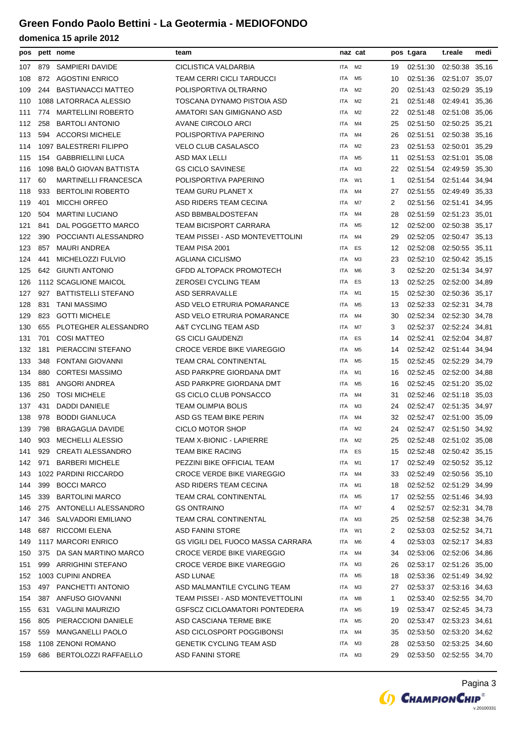# Green Fondo Paolo Bettini - La Geotermia - MEDIOFONDO

## domenica 15 aprile 2012

| pos | pett | nome | team | naz | cat | pos | t.gara | t.reale | medi |
|---|---|---|---|---|---|---|---|---|---|
| 107 | 879 | SAMPIERI DAVIDE | CICLISTICA VALDARBIA | ITA | M2 | 19 | 02:51:30 | 02:50:38 | 35,16 |
| 108 | 872 | AGOSTINI ENRICO | TEAM CERRI CICLI TARDUCCI | ITA | M5 | 10 | 02:51:36 | 02:51:07 | 35,07 |
| 109 | 244 | BASTIANACCI MATTEO | POLISPORTIVA OLTRARNO | ITA | M2 | 20 | 02:51:43 | 02:50:29 | 35,19 |
| 110 | 1088 | LATORRACA ALESSIO | TOSCANA DYNAMO PISTOIA ASD | ITA | M2 | 21 | 02:51:48 | 02:49:41 | 35,36 |
| 111 | 774 | MARTELLINI ROBERTO | AMATORI SAN GIMIGNANO ASD | ITA | M2 | 22 | 02:51:48 | 02:51:08 | 35,06 |
| 112 | 258 | BARTOLI ANTONIO | AVANE CIRCOLO ARCI | ITA | M4 | 25 | 02:51:50 | 02:50:25 | 35,21 |
| 113 | 594 | ACCORSI MICHELE | POLISPORTIVA PAPERINO | ITA | M4 | 26 | 02:51:51 | 02:50:38 | 35,16 |
| 114 | 1097 | BALESTRERI FILIPPO | VELO CLUB CASALASCO | ITA | M2 | 23 | 02:51:53 | 02:50:01 | 35,29 |
| 115 | 154 | GABBRIELLINI LUCA | ASD MAX LELLI | ITA | M5 | 11 | 02:51:53 | 02:51:01 | 35,08 |
| 116 | 1098 | BALÒ GIOVAN BATTISTA | GS CICLO SAVINESE | ITA | M3 | 22 | 02:51:54 | 02:49:59 | 35,30 |
| 117 | 60 | MARTINELLI FRANCESCA | POLISPORTIVA PAPERINO | ITA | W1 | 1 | 02:51:54 | 02:51:44 | 34,94 |
| 118 | 933 | BERTOLINI ROBERTO | TEAM GURU PLANET X | ITA | M4 | 27 | 02:51:55 | 02:49:49 | 35,33 |
| 119 | 401 | MICCHI ORFEO | ASD RIDERS TEAM CECINA | ITA | M7 | 2 | 02:51:56 | 02:51:41 | 34,95 |
| 120 | 504 | MARTINI LUCIANO | ASD BBMBALDOSTEFAN | ITA | M4 | 28 | 02:51:59 | 02:51:23 | 35,01 |
| 121 | 841 | DAL POGGETTO MARCO | TEAM BICISPORT CARRARA | ITA | M5 | 12 | 02:52:00 | 02:50:38 | 35,17 |
| 122 | 390 | POCCIANTI ALESSANDRO | TEAM PISSEI - ASD MONTEVETTOLINI | ITA | M4 | 29 | 02:52:05 | 02:50:47 | 35,13 |
| 123 | 857 | MAURI ANDREA | TEAM PISA 2001 | ITA | ES | 12 | 02:52:08 | 02:50:55 | 35,11 |
| 124 | 441 | MICHELOZZI FULVIO | AGLIANA CICLISMO | ITA | M3 | 23 | 02:52:10 | 02:50:42 | 35,15 |
| 125 | 642 | GIUNTI ANTONIO | GFDD ALTOPACK PROMOTECH | ITA | M6 | 3 | 02:52:20 | 02:51:34 | 34,97 |
| 126 | 1112 | SCAGLIONE MAICOL | ZEROSEI CYCLING TEAM | ITA | ES | 13 | 02:52:25 | 02:52:00 | 34,89 |
| 127 | 927 | BATTISTELLI STEFANO | ASD SERRAVALLE | ITA | M1 | 15 | 02:52:30 | 02:50:36 | 35,17 |
| 128 | 831 | TANI MASSIMO | ASD VELO ETRURIA POMARANCE | ITA | M5 | 13 | 02:52:33 | 02:52:31 | 34,78 |
| 129 | 823 | GOTTI MICHELE | ASD VELO ETRURIA POMARANCE | ITA | M4 | 30 | 02:52:34 | 02:52:30 | 34,78 |
| 130 | 655 | PLOTEGHER ALESSANDRO | A&T CYCLING TEAM ASD | ITA | M7 | 3 | 02:52:37 | 02:52:24 | 34,81 |
| 131 | 701 | COSI MATTEO | GS CICLI GAUDENZI | ITA | ES | 14 | 02:52:41 | 02:52:04 | 34,87 |
| 132 | 181 | PIERACCINI STEFANO | CROCE VERDE BIKE VIAREGGIO | ITA | M5 | 14 | 02:52:42 | 02:51:44 | 34,94 |
| 133 | 348 | FONTANI GIOVANNI | TEAM CRAL CONTINENTAL | ITA | M5 | 15 | 02:52:45 | 02:52:29 | 34,79 |
| 134 | 880 | CORTESI MASSIMO | ASD PARKPRE GIORDANA DMT | ITA | M1 | 16 | 02:52:45 | 02:52:00 | 34,88 |
| 135 | 881 | ANGORI ANDREA | ASD PARKPRE GIORDANA DMT | ITA | M5 | 16 | 02:52:45 | 02:51:20 | 35,02 |
| 136 | 250 | TOSI MICHELE | GS CICLO CLUB PONSACCO | ITA | M4 | 31 | 02:52:46 | 02:51:18 | 35,03 |
| 137 | 431 | DADDI DANIELE | TEAM OLIMPIA BOLIS | ITA | M3 | 24 | 02:52:47 | 02:51:35 | 34,97 |
| 138 | 978 | BODDI GIANLUCA | ASD GS TEAM BIKE PERIN | ITA | M4 | 32 | 02:52:47 | 02:51:00 | 35,09 |
| 139 | 798 | BRAGAGLIA DAVIDE | CICLO MOTOR SHOP | ITA | M2 | 24 | 02:52:47 | 02:51:50 | 34,92 |
| 140 | 903 | MECHELLI ALESSIO | TEAM X-BIONIC - LAPIERRE | ITA | M2 | 25 | 02:52:48 | 02:51:02 | 35,08 |
| 141 | 929 | CREATI ALESSANDRO | TEAM BIKE RACING | ITA | ES | 15 | 02:52:48 | 02:50:42 | 35,15 |
| 142 | 971 | BARBERI MICHELE | PEZZINI BIKE OFFICIAL TEAM | ITA | M1 | 17 | 02:52:49 | 02:50:52 | 35,12 |
| 143 | 1022 | PARDINI RICCARDO | CROCE VERDE BIKE VIAREGGIO | ITA | M4 | 33 | 02:52:49 | 02:50:56 | 35,10 |
| 144 | 399 | BOCCI MARCO | ASD RIDERS TEAM CECINA | ITA | M1 | 18 | 02:52:52 | 02:51:29 | 34,99 |
| 145 | 339 | BARTOLINI MARCO | TEAM CRAL CONTINENTAL | ITA | M5 | 17 | 02:52:55 | 02:51:46 | 34,93 |
| 146 | 275 | ANTONELLI ALESSANDRO | GS ONTRAINO | ITA | M7 | 4 | 02:52:57 | 02:52:31 | 34,78 |
| 147 | 346 | SALVADORI EMILIANO | TEAM CRAL CONTINENTAL | ITA | M3 | 25 | 02:52:58 | 02:52:38 | 34,76 |
| 148 | 687 | RICCOMI ELENA | ASD FANINI STORE | ITA | W1 | 2 | 02:53:03 | 02:52:52 | 34,71 |
| 149 | 1117 | MARCORI ENRICO | GS VIGILI DEL FUOCO MASSA CARRARA | ITA | M6 | 4 | 02:53:03 | 02:52:17 | 34,83 |
| 150 | 375 | DA SAN MARTINO MARCO | CROCE VERDE BIKE VIAREGGIO | ITA | M4 | 34 | 02:53:06 | 02:52:06 | 34,86 |
| 151 | 999 | ARRIGHINI STEFANO | CROCE VERDE BIKE VIAREGGIO | ITA | M3 | 26 | 02:53:17 | 02:51:26 | 35,00 |
| 152 | 1003 | CUPINI ANDREA | ASD LUNAE | ITA | M5 | 18 | 02:53:36 | 02:51:49 | 34,92 |
| 153 | 497 | PANCHETTI ANTONIO | ASD MALMANTILE CYCLING TEAM | ITA | M3 | 27 | 02:53:37 | 02:53:16 | 34,63 |
| 154 | 387 | ANFUSO GIOVANNI | TEAM PISSEI - ASD MONTEVETTOLINI | ITA | M8 | 1 | 02:53:40 | 02:52:55 | 34,70 |
| 155 | 631 | VAGLINI MAURIZIO | GSFSCZ CICLOAMATORI PONTEDERA | ITA | M5 | 19 | 02:53:47 | 02:52:45 | 34,73 |
| 156 | 805 | PIERACCIONI DANIELE | ASD CASCIANA TERME BIKE | ITA | M5 | 20 | 02:53:47 | 02:53:23 | 34,61 |
| 157 | 559 | MANGANELLI PAOLO | ASD CICLOSPORT POGGIBONSI | ITA | M4 | 35 | 02:53:50 | 02:53:20 | 34,62 |
| 158 | 1108 | ZENONI ROMANO | GENETIK CYCLING TEAM ASD | ITA | M3 | 28 | 02:53:50 | 02:53:25 | 34,60 |
| 159 | 686 | BERTOLOZZI RAFFAELLO | ASD FANINI STORE | ITA | M3 | 29 | 02:53:50 | 02:52:55 | 34,70 |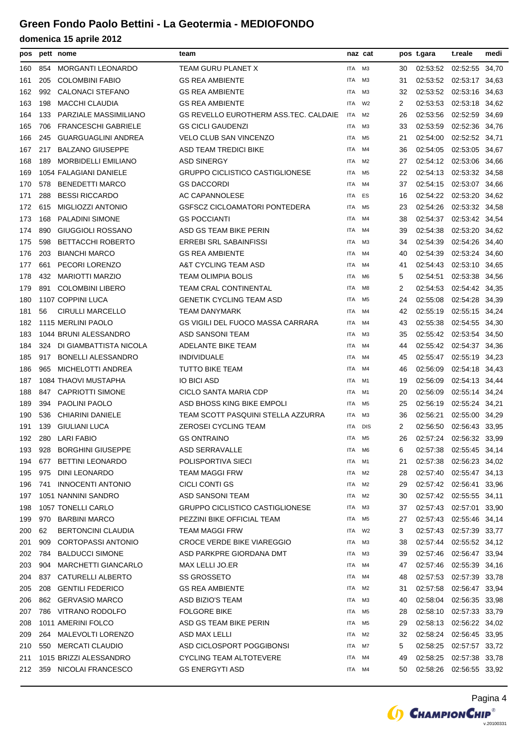# Green Fondo Paolo Bettini - La Geotermia - MEDIOFONDO

## domenica 15 aprile 2012

| pos | pett | nome | team | naz | cat | pos | t.gara | t.reale | medi |
|---|---|---|---|---|---|---|---|---|---|
| 160 | 854 | MORGANTI LEONARDO | TEAM GURU PLANET X | ITA | M3 | 30 | 02:53:52 | 02:52:55 | 34,70 |
| 161 | 205 | COLOMBINI FABIO | GS REA AMBIENTE | ITA | M3 | 31 | 02:53:52 | 02:53:17 | 34,63 |
| 162 | 992 | CALONACI STEFANO | GS REA AMBIENTE | ITA | M3 | 32 | 02:53:52 | 02:53:16 | 34,63 |
| 163 | 198 | MACCHI CLAUDIA | GS REA AMBIENTE | ITA | W2 | 2 | 02:53:53 | 02:53:18 | 34,62 |
| 164 | 133 | PARZIALE MASSIMILIANO | GS REVELLO EUROTHERM ASS.TEC. CALDAIE | ITA | M2 | 26 | 02:53:56 | 02:52:59 | 34,69 |
| 165 | 706 | FRANCESCHI GABRIELE | GS CICLI GAUDENZI | ITA | M3 | 33 | 02:53:59 | 02:52:36 | 34,76 |
| 166 | 245 | GUARGUAGLINI ANDREA | VELO CLUB SAN VINCENZO | ITA | M5 | 21 | 02:54:00 | 02:52:52 | 34,71 |
| 167 | 217 | BALZANO GIUSEPPE | ASD TEAM TREDICI BIKE | ITA | M4 | 36 | 02:54:05 | 02:53:05 | 34,67 |
| 168 | 189 | MORBIDELLI EMILIANO | ASD SINERGY | ITA | M2 | 27 | 02:54:12 | 02:53:06 | 34,66 |
| 169 | 1054 | FALAGIANI DANIELE | GRUPPO CICLISTICO CASTIGLIONESE | ITA | M5 | 22 | 02:54:13 | 02:53:32 | 34,58 |
| 170 | 578 | BENEDETTI MARCO | GS DACCORDI | ITA | M4 | 37 | 02:54:15 | 02:53:07 | 34,66 |
| 171 | 288 | BESSI RICCARDO | AC CAPANNOLESE | ITA | ES | 16 | 02:54:22 | 02:53:20 | 34,62 |
| 172 | 615 | MIGLIOZZI ANTONIO | GSFSCZ CICLOAMATORI PONTEDERA | ITA | M5 | 23 | 02:54:26 | 02:53:32 | 34,58 |
| 173 | 168 | PALADINI SIMONE | GS POCCIANTI | ITA | M4 | 38 | 02:54:37 | 02:53:42 | 34,54 |
| 174 | 890 | GIUGGIOLI ROSSANO | ASD GS TEAM BIKE PERIN | ITA | M4 | 39 | 02:54:38 | 02:53:20 | 34,62 |
| 175 | 598 | BETTACCHI ROBERTO | ERREBI SRL SABAINFISSI | ITA | M3 | 34 | 02:54:39 | 02:54:26 | 34,40 |
| 176 | 203 | BIANCHI MARCO | GS REA AMBIENTE | ITA | M4 | 40 | 02:54:39 | 02:53:24 | 34,60 |
| 177 | 661 | PECORI LORENZO | A&T CYCLING TEAM ASD | ITA | M4 | 41 | 02:54:43 | 02:53:10 | 34,65 |
| 178 | 432 | MARIOTTI MARZIO | TEAM OLIMPIA BOLIS | ITA | M6 | 5 | 02:54:51 | 02:53:38 | 34,56 |
| 179 | 891 | COLOMBINI LIBERO | TEAM CRAL CONTINENTAL | ITA | M8 | 2 | 02:54:53 | 02:54:42 | 34,35 |
| 180 | 1107 | COPPINI LUCA | GENETIK CYCLING TEAM ASD | ITA | M5 | 24 | 02:55:08 | 02:54:28 | 34,39 |
| 181 | 56 | CIRULLI MARCELLO | TEAM DANYMARK | ITA | M4 | 42 | 02:55:19 | 02:55:15 | 34,24 |
| 182 | 1115 | MERLINI PAOLO | GS VIGILI DEL FUOCO MASSA CARRARA | ITA | M4 | 43 | 02:55:38 | 02:54:55 | 34,30 |
| 183 | 1044 | BRUNI ALESSANDRO | ASD SANSONI TEAM | ITA | M3 | 35 | 02:55:42 | 02:53:54 | 34,50 |
| 184 | 324 | DI GIAMBATTISTA NICOLA | ADELANTE BIKE TEAM | ITA | M4 | 44 | 02:55:42 | 02:54:37 | 34,36 |
| 185 | 917 | BONELLI ALESSANDRO | INDIVIDUALE | ITA | M4 | 45 | 02:55:47 | 02:55:19 | 34,23 |
| 186 | 965 | MICHELOTTI ANDREA | TUTTO BIKE TEAM | ITA | M4 | 46 | 02:56:09 | 02:54:18 | 34,43 |
| 187 | 1084 | THAOVI MUSTAPHA | IO BICI ASD | ITA | M1 | 19 | 02:56:09 | 02:54:13 | 34,44 |
| 188 | 847 | CAPRIOTTI SIMONE | CICLO SANTA MARIA CDP | ITA | M1 | 20 | 02:56:09 | 02:55:14 | 34,24 |
| 189 | 394 | PAOLINI PAOLO | ASD BHOSS KING BIKE EMPOLI | ITA | M5 | 25 | 02:56:19 | 02:55:24 | 34,21 |
| 190 | 536 | CHIARINI DANIELE | TEAM SCOTT PASQUINI STELLA AZZURRA | ITA | M3 | 36 | 02:56:21 | 02:55:00 | 34,29 |
| 191 | 139 | GIULIANI LUCA | ZEROSEI CYCLING TEAM | ITA | DIS | 2 | 02:56:50 | 02:56:43 | 33,95 |
| 192 | 280 | LARI FABIO | GS ONTRAINO | ITA | M5 | 26 | 02:57:24 | 02:56:32 | 33,99 |
| 193 | 928 | BORGHINI GIUSEPPE | ASD SERRAVALLE | ITA | M6 | 6 | 02:57:38 | 02:55:45 | 34,14 |
| 194 | 677 | BETTINI LEONARDO | POLISPORTIVA SIECI | ITA | M1 | 21 | 02:57:38 | 02:56:23 | 34,02 |
| 195 | 975 | DINI LEONARDO | TEAM MAGGI FRW | ITA | M2 | 28 | 02:57:40 | 02:55:47 | 34,13 |
| 196 | 741 | INNOCENTI ANTONIO | CICLI CONTI GS | ITA | M2 | 29 | 02:57:42 | 02:56:41 | 33,96 |
| 197 | 1051 | NANNINI SANDRO | ASD SANSONI TEAM | ITA | M2 | 30 | 02:57:42 | 02:55:55 | 34,11 |
| 198 | 1057 | TONELLI CARLO | GRUPPO CICLISTICO CASTIGLIONESE | ITA | M3 | 37 | 02:57:43 | 02:57:01 | 33,90 |
| 199 | 970 | BARBINI MARCO | PEZZINI BIKE OFFICIAL TEAM | ITA | M5 | 27 | 02:57:43 | 02:55:46 | 34,14 |
| 200 | 62 | BERTONCINI CLAUDIA | TEAM MAGGI FRW | ITA | W2 | 3 | 02:57:43 | 02:57:39 | 33,77 |
| 201 | 909 | CORTOPASSI ANTONIO | CROCE VERDE BIKE VIAREGGIO | ITA | M3 | 38 | 02:57:44 | 02:55:52 | 34,12 |
| 202 | 784 | BALDUCCI SIMONE | ASD PARKPRE GIORDANA DMT | ITA | M3 | 39 | 02:57:46 | 02:56:47 | 33,94 |
| 203 | 904 | MARCHETTI GIANCARLO | MAX LELLI JO.ER | ITA | M4 | 47 | 02:57:46 | 02:55:39 | 34,16 |
| 204 | 837 | CATURELLI ALBERTO | SS GROSSETO | ITA | M4 | 48 | 02:57:53 | 02:57:39 | 33,78 |
| 205 | 208 | GENTILI FEDERICO | GS REA AMBIENTE | ITA | M2 | 31 | 02:57:58 | 02:56:47 | 33,94 |
| 206 | 862 | GERVASIO MARCO | ASD BIZIO'S TEAM | ITA | M3 | 40 | 02:58:04 | 02:56:35 | 33,98 |
| 207 | 786 | VITRANO RODOLFO | FOLGORE BIKE | ITA | M5 | 28 | 02:58:10 | 02:57:33 | 33,79 |
| 208 | 1011 | AMERINI FOLCO | ASD GS TEAM BIKE PERIN | ITA | M5 | 29 | 02:58:13 | 02:56:22 | 34,02 |
| 209 | 264 | MALEVOLTI LORENZO | ASD MAX LELLI | ITA | M2 | 32 | 02:58:24 | 02:56:45 | 33,95 |
| 210 | 550 | MERCATI CLAUDIO | ASD CICLOSPORT POGGIBONSI | ITA | M7 | 5 | 02:58:25 | 02:57:57 | 33,72 |
| 211 | 1015 | BRIZZI ALESSANDRO | CYCLING TEAM ALTOTEVERE | ITA | M4 | 49 | 02:58:25 | 02:57:38 | 33,78 |
| 212 | 359 | NICOLAI FRANCESCO | GS ENERGYTI ASD | ITA | M4 | 50 | 02:58:26 | 02:56:55 | 33,92 |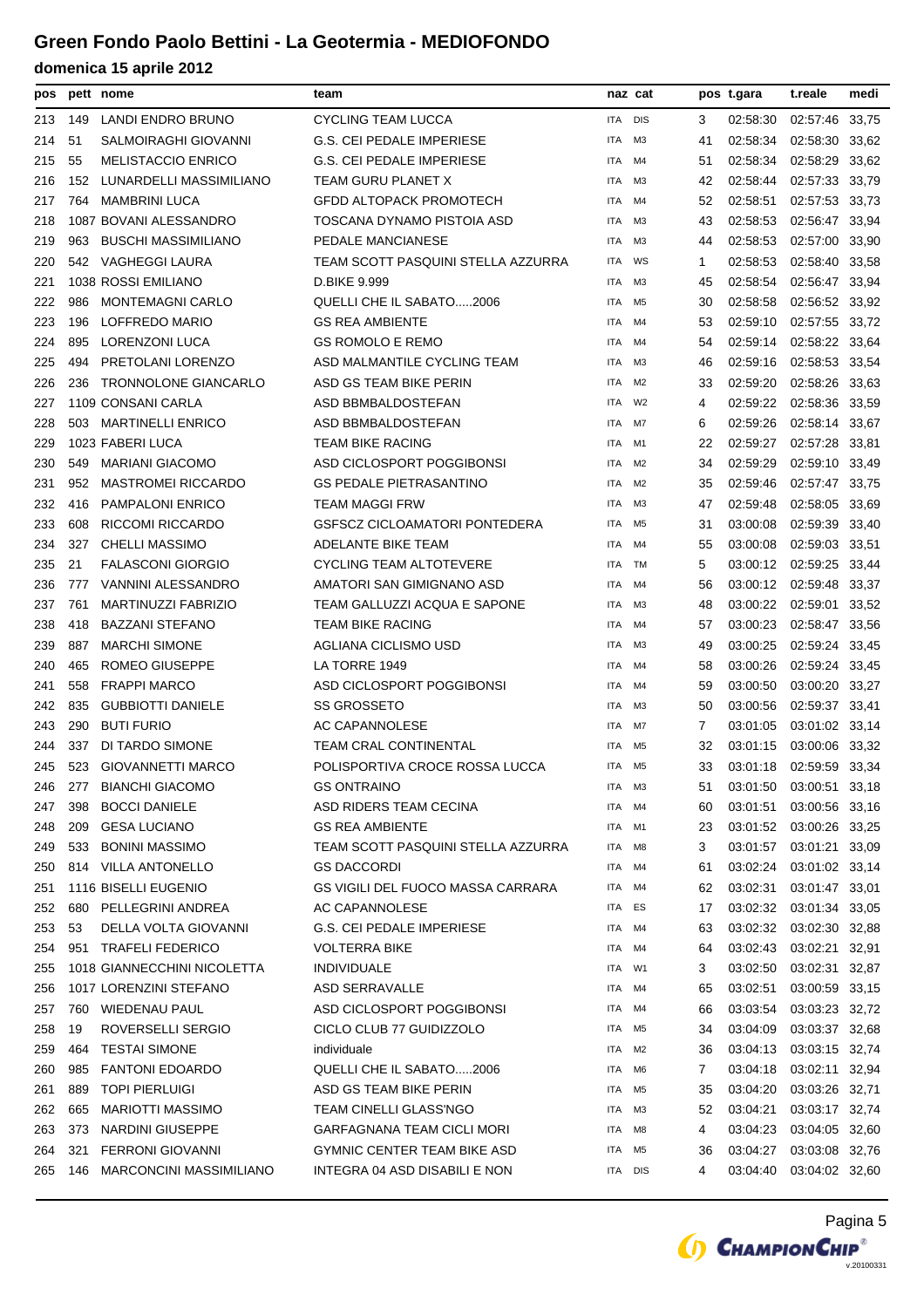# Green Fondo Paolo Bettini - La Geotermia - MEDIOFONDO

## domenica 15 aprile 2012

| pos | pett | nome | team | naz | cat | pos | t.gara | t.reale | medi |
|---|---|---|---|---|---|---|---|---|---|
| 213 | 149 | LANDI ENDRO BRUNO | CYCLING TEAM LUCCA | ITA | DIS | 3 | 02:58:30 | 02:57:46 | 33,75 |
| 214 | 51 | SALMOIRAGHI GIOVANNI | G.S. CEI PEDALE IMPERIESE | ITA | M3 | 41 | 02:58:34 | 02:58:30 | 33,62 |
| 215 | 55 | MELISTACCIO ENRICO | G.S. CEI PEDALE IMPERIESE | ITA | M4 | 51 | 02:58:34 | 02:58:29 | 33,62 |
| 216 | 152 | LUNARDELLI MASSIMILIANO | TEAM GURU PLANET X | ITA | M3 | 42 | 02:58:44 | 02:57:33 | 33,79 |
| 217 | 764 | MAMBRINI LUCA | GFDD ALTOPACK PROMOTECH | ITA | M4 | 52 | 02:58:51 | 02:57:53 | 33,73 |
| 218 | 1087 | BOVANI ALESSANDRO | TOSCANA DYNAMO PISTOIA ASD | ITA | M3 | 43 | 02:58:53 | 02:56:47 | 33,94 |
| 219 | 963 | BUSCHI MASSIMILIANO | PEDALE MANCIANESE | ITA | M3 | 44 | 02:58:53 | 02:57:00 | 33,90 |
| 220 | 542 | VAGHEGGI LAURA | TEAM SCOTT PASQUINI STELLA AZZURRA | ITA | WS | 1 | 02:58:53 | 02:58:40 | 33,58 |
| 221 | 1038 | ROSSI EMILIANO | D.BIKE 9.999 | ITA | M3 | 45 | 02:58:54 | 02:56:47 | 33,94 |
| 222 | 986 | MONTEMAGNI CARLO | QUELLI CHE IL SABATO.....2006 | ITA | M5 | 30 | 02:58:58 | 02:56:52 | 33,92 |
| 223 | 196 | LOFFREDO MARIO | GS REA AMBIENTE | ITA | M4 | 53 | 02:59:10 | 02:57:55 | 33,72 |
| 224 | 895 | LORENZONI LUCA | GS ROMOLO E REMO | ITA | M4 | 54 | 02:59:14 | 02:58:22 | 33,64 |
| 225 | 494 | PRETOLANI LORENZO | ASD MALMANTILE CYCLING TEAM | ITA | M3 | 46 | 02:59:16 | 02:58:53 | 33,54 |
| 226 | 236 | TRONNOLONE GIANCARLO | ASD GS TEAM BIKE PERIN | ITA | M2 | 33 | 02:59:20 | 02:58:26 | 33,63 |
| 227 | 1109 | CONSANI CARLA | ASD BBMBALDOSTEFAN | ITA | W2 | 4 | 02:59:22 | 02:58:36 | 33,59 |
| 228 | 503 | MARTINELLI ENRICO | ASD BBMBALDOSTEFAN | ITA | M7 | 6 | 02:59:26 | 02:58:14 | 33,67 |
| 229 | 1023 | FABERI LUCA | TEAM BIKE RACING | ITA | M1 | 22 | 02:59:27 | 02:57:28 | 33,81 |
| 230 | 549 | MARIANI GIACOMO | ASD CICLOSPORT POGGIBONSI | ITA | M2 | 34 | 02:59:29 | 02:59:10 | 33,49 |
| 231 | 952 | MASTROMEI RICCARDO | GS PEDALE PIETRASANTINO | ITA | M2 | 35 | 02:59:46 | 02:57:47 | 33,75 |
| 232 | 416 | PAMPALONI ENRICO | TEAM MAGGI FRW | ITA | M3 | 47 | 02:59:48 | 02:58:05 | 33,69 |
| 233 | 608 | RICCOMI RICCARDO | GSFSCZ CICLOAMATORI PONTEDERA | ITA | M5 | 31 | 03:00:08 | 02:59:39 | 33,40 |
| 234 | 327 | CHELLI MASSIMO | ADELANTE BIKE TEAM | ITA | M4 | 55 | 03:00:08 | 02:59:03 | 33,51 |
| 235 | 21 | FALASCONI GIORGIO | CYCLING TEAM ALTOTEVERE | ITA | TM | 5 | 03:00:12 | 02:59:25 | 33,44 |
| 236 | 777 | VANNINI ALESSANDRO | AMATORI SAN GIMIGNANO ASD | ITA | M4 | 56 | 03:00:12 | 02:59:48 | 33,37 |
| 237 | 761 | MARTINUZZI FABRIZIO | TEAM GALLUZZI ACQUA E SAPONE | ITA | M3 | 48 | 03:00:22 | 02:59:01 | 33,52 |
| 238 | 418 | BAZZANI STEFANO | TEAM BIKE RACING | ITA | M4 | 57 | 03:00:23 | 02:58:47 | 33,56 |
| 239 | 887 | MARCHI SIMONE | AGLIANA CICLISMO USD | ITA | M3 | 49 | 03:00:25 | 02:59:24 | 33,45 |
| 240 | 465 | ROMEO GIUSEPPE | LA TORRE 1949 | ITA | M4 | 58 | 03:00:26 | 02:59:24 | 33,45 |
| 241 | 558 | FRAPPI MARCO | ASD CICLOSPORT POGGIBONSI | ITA | M4 | 59 | 03:00:50 | 03:00:20 | 33,27 |
| 242 | 835 | GUBBIOTTI DANIELE | SS GROSSETO | ITA | M3 | 50 | 03:00:56 | 02:59:37 | 33,41 |
| 243 | 290 | BUTI FURIO | AC CAPANNOLESE | ITA | M7 | 7 | 03:01:05 | 03:01:02 | 33,14 |
| 244 | 337 | DI TARDO SIMONE | TEAM CRAL CONTINENTAL | ITA | M5 | 32 | 03:01:15 | 03:00:06 | 33,32 |
| 245 | 523 | GIOVANNETTI MARCO | POLISPORTIVA CROCE ROSSA LUCCA | ITA | M5 | 33 | 03:01:18 | 02:59:59 | 33,34 |
| 246 | 277 | BIANCHI GIACOMO | GS ONTRAINO | ITA | M3 | 51 | 03:01:50 | 03:00:51 | 33,18 |
| 247 | 398 | BOCCI DANIELE | ASD RIDERS TEAM CECINA | ITA | M4 | 60 | 03:01:51 | 03:00:56 | 33,16 |
| 248 | 209 | GESA LUCIANO | GS REA AMBIENTE | ITA | M1 | 23 | 03:01:52 | 03:00:26 | 33,25 |
| 249 | 533 | BONINI MASSIMO | TEAM SCOTT PASQUINI STELLA AZZURRA | ITA | M8 | 3 | 03:01:57 | 03:01:21 | 33,09 |
| 250 | 814 | VILLA ANTONELLO | GS DACCORDI | ITA | M4 | 61 | 03:02:24 | 03:01:02 | 33,14 |
| 251 | 1116 | BISELLI EUGENIO | GS VIGILI DEL FUOCO MASSA CARRARA | ITA | M4 | 62 | 03:02:31 | 03:01:47 | 33,01 |
| 252 | 680 | PELLEGRINI ANDREA | AC CAPANNOLESE | ITA | ES | 17 | 03:02:32 | 03:01:34 | 33,05 |
| 253 | 53 | DELLA VOLTA GIOVANNI | G.S. CEI PEDALE IMPERIESE | ITA | M4 | 63 | 03:02:32 | 03:02:30 | 32,88 |
| 254 | 951 | TRAFELI FEDERICO | VOLTERRA BIKE | ITA | M4 | 64 | 03:02:43 | 03:02:21 | 32,91 |
| 255 | 1018 | GIANNECCHINI NICOLETTA | INDIVIDUALE | ITA | W1 | 3 | 03:02:50 | 03:02:31 | 32,87 |
| 256 | 1017 | LORENZINI STEFANO | ASD SERRAVALLE | ITA | M4 | 65 | 03:02:51 | 03:00:59 | 33,15 |
| 257 | 760 | WIEDENAU PAUL | ASD CICLOSPORT POGGIBONSI | ITA | M4 | 66 | 03:03:54 | 03:03:23 | 32,72 |
| 258 | 19 | ROVERSELLI SERGIO | CICLO CLUB 77 GUIDIZZOLO | ITA | M5 | 34 | 03:04:09 | 03:03:37 | 32,68 |
| 259 | 464 | TESTAI SIMONE | individuale | ITA | M2 | 36 | 03:04:13 | 03:03:15 | 32,74 |
| 260 | 985 | FANTONI EDOARDO | QUELLI CHE IL SABATO.....2006 | ITA | M6 | 7 | 03:04:18 | 03:02:11 | 32,94 |
| 261 | 889 | TOPI PIERLUIGI | ASD GS TEAM BIKE PERIN | ITA | M5 | 35 | 03:04:20 | 03:03:26 | 32,71 |
| 262 | 665 | MARIOTTI MASSIMO | TEAM CINELLI GLASS'NGO | ITA | M3 | 52 | 03:04:21 | 03:03:17 | 32,74 |
| 263 | 373 | NARDINI GIUSEPPE | GARFAGNANA TEAM CICLI MORI | ITA | M8 | 4 | 03:04:23 | 03:04:05 | 32,60 |
| 264 | 321 | FERRONI GIOVANNI | GYMNIC CENTER TEAM BIKE ASD | ITA | M5 | 36 | 03:04:27 | 03:03:08 | 32,76 |
| 265 | 146 | MARCONCINI MASSIMILIANO | INTEGRA 04 ASD DISABILI E NON | ITA | DIS | 4 | 03:04:40 | 03:04:02 | 32,60 |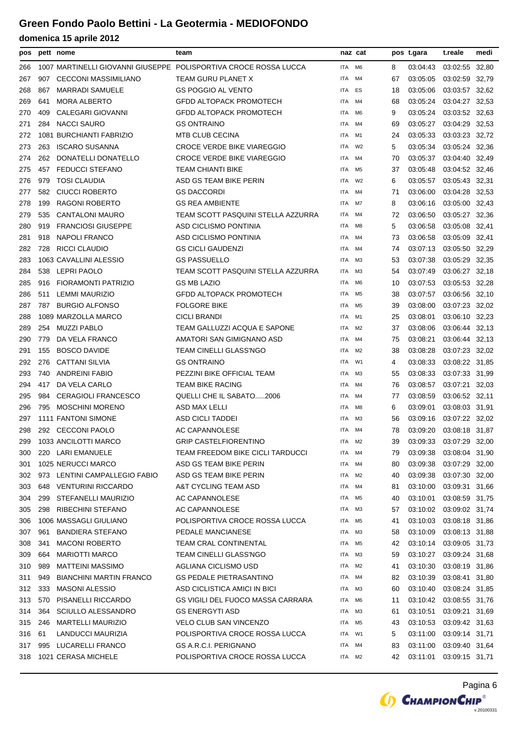# Green Fondo Paolo Bettini - La Geotermia - MEDIOFONDO

## domenica 15 aprile 2012

| pos | pett | nome | team | naz | cat | pos | t.gara | t.reale | medi |
|---|---|---|---|---|---|---|---|---|---|
| 266 | 1007 | MARTINELLI GIOVANNI GIUSEPPE | POLISPORTIVA CROCE ROSSA LUCCA | ITA | M6 | 8 | 03:04:43 | 03:02:55 | 32,80 |
| 267 | 907 | CECCONI MASSIMILIANO | TEAM GURU PLANET X | ITA | M4 | 67 | 03:05:05 | 03:02:59 | 32,79 |
| 268 | 867 | MARRADI SAMUELE | GS POGGIO AL VENTO | ITA | ES | 18 | 03:05:06 | 03:03:57 | 32,62 |
| 269 | 641 | MORA ALBERTO | GFDD ALTOPACK PROMOTECH | ITA | M4 | 68 | 03:05:24 | 03:04:27 | 32,53 |
| 270 | 409 | CALEGARI GIOVANNI | GFDD ALTOPACK PROMOTECH | ITA | M6 | 9 | 03:05:24 | 03:03:52 | 32,63 |
| 271 | 284 | NACCI SAURO | GS ONTRAINO | ITA | M4 | 69 | 03:05:27 | 03:04:29 | 32,53 |
| 272 | 1081 | BURCHIANTI FABRIZIO | MTB CLUB CECINA | ITA | M1 | 24 | 03:05:33 | 03:03:23 | 32,72 |
| 273 | 263 | ISCARO SUSANNA | CROCE VERDE BIKE VIAREGGIO | ITA | W2 | 5 | 03:05:34 | 03:05:24 | 32,36 |
| 274 | 262 | DONATELLI DONATELLO | CROCE VERDE BIKE VIAREGGIO | ITA | M4 | 70 | 03:05:37 | 03:04:40 | 32,49 |
| 275 | 457 | FEDUCCI STEFANO | TEAM CHIANTI BIKE | ITA | M5 | 37 | 03:05:48 | 03:04:52 | 32,46 |
| 276 | 979 | TOSI CLAUDIA | ASD GS TEAM BIKE PERIN | ITA | W2 | 6 | 03:05:57 | 03:05:43 | 32,31 |
| 277 | 582 | CIUCCI ROBERTO | GS DACCORDI | ITA | M4 | 71 | 03:06:00 | 03:04:28 | 32,53 |
| 278 | 199 | RAGONI ROBERTO | GS REA AMBIENTE | ITA | M7 | 8 | 03:06:16 | 03:05:00 | 32,43 |
| 279 | 535 | CANTALONI MAURO | TEAM SCOTT PASQUINI STELLA AZZURRA | ITA | M4 | 72 | 03:06:50 | 03:05:27 | 32,36 |
| 280 | 919 | FRANCIOSI GIUSEPPE | ASD CICLISMO PONTINIA | ITA | M8 | 5 | 03:06:58 | 03:05:08 | 32,41 |
| 281 | 918 | NAPOLI FRANCO | ASD CICLISMO PONTINIA | ITA | M4 | 73 | 03:06:58 | 03:05:09 | 32,41 |
| 282 | 728 | RICCI CLAUDIO | GS CICLI GAUDENZI | ITA | M4 | 74 | 03:07:13 | 03:05:50 | 32,29 |
| 283 | 1063 | CAVALLINI ALESSIO | GS PASSUELLO | ITA | M3 | 53 | 03:07:38 | 03:05:29 | 32,35 |
| 284 | 538 | LEPRI PAOLO | TEAM SCOTT PASQUINI STELLA AZZURRA | ITA | M3 | 54 | 03:07:49 | 03:06:27 | 32,18 |
| 285 | 916 | FIORAMONTI PATRIZIO | GS MB LAZIO | ITA | M6 | 10 | 03:07:53 | 03:05:53 | 32,28 |
| 286 | 511 | LEMMI MAURIZIO | GFDD ALTOPACK PROMOTECH | ITA | M5 | 38 | 03:07:57 | 03:06:56 | 32,10 |
| 287 | 787 | BURGIO ALFONSO | FOLGORE BIKE | ITA | M5 | 39 | 03:08:00 | 03:07:23 | 32,02 |
| 288 | 1089 | MARZOLLA MARCO | CICLI BRANDI | ITA | M1 | 25 | 03:08:01 | 03:06:10 | 32,23 |
| 289 | 254 | MUZZI PABLO | TEAM GALLUZZI ACQUA E SAPONE | ITA | M2 | 37 | 03:08:06 | 03:06:44 | 32,13 |
| 290 | 779 | DA VELA FRANCO | AMATORI SAN GIMIGNANO ASD | ITA | M4 | 75 | 03:08:21 | 03:06:44 | 32,13 |
| 291 | 155 | BOSCO DAVIDE | TEAM CINELLI GLASS'NGO | ITA | M2 | 38 | 03:08:28 | 03:07:23 | 32,02 |
| 292 | 276 | CATTANI SILVIA | GS ONTRAINO | ITA | W1 | 4 | 03:08:33 | 03:08:22 | 31,85 |
| 293 | 740 | ANDREINI FABIO | PEZZINI BIKE OFFICIAL TEAM | ITA | M3 | 55 | 03:08:33 | 03:07:33 | 31,99 |
| 294 | 417 | DA VELA CARLO | TEAM BIKE RACING | ITA | M4 | 76 | 03:08:57 | 03:07:21 | 32,03 |
| 295 | 984 | CERAGIOLI FRANCESCO | QUELLI CHE IL SABATO.....2006 | ITA | M4 | 77 | 03:08:59 | 03:06:52 | 32,11 |
| 296 | 795 | MOSCHINI MORENO | ASD MAX LELLI | ITA | M8 | 6 | 03:09:01 | 03:08:03 | 31,91 |
| 297 | 1111 | FANTONI SIMONE | ASD CICLI TADDEI | ITA | M3 | 56 | 03:09:16 | 03:07:22 | 32,02 |
| 298 | 292 | CECCONI PAOLO | AC CAPANNOLESE | ITA | M4 | 78 | 03:09:20 | 03:08:18 | 31,87 |
| 299 | 1033 | ANCILOTTI MARCO | GRIP CASTELFIORENTINO | ITA | M2 | 39 | 03:09:33 | 03:07:29 | 32,00 |
| 300 | 220 | LARI EMANUELE | TEAM FREEDOM BIKE CICLI TARDUCCI | ITA | M4 | 79 | 03:09:38 | 03:08:04 | 31,90 |
| 301 | 1025 | NERUCCI MARCO | ASD GS TEAM BIKE PERIN | ITA | M4 | 80 | 03:09:38 | 03:07:29 | 32,00 |
| 302 | 973 | LENTINI CAMPALLEGIO FABIO | ASD GS TEAM BIKE PERIN | ITA | M2 | 40 | 03:09:38 | 03:07:30 | 32,00 |
| 303 | 648 | VENTURINI RICCARDO | A&T CYCLING TEAM ASD | ITA | M4 | 81 | 03:10:00 | 03:09:31 | 31,66 |
| 304 | 299 | STEFANELLI MAURIZIO | AC CAPANNOLESE | ITA | M5 | 40 | 03:10:01 | 03:08:59 | 31,75 |
| 305 | 298 | RIBECHINI STEFANO | AC CAPANNOLESE | ITA | M3 | 57 | 03:10:02 | 03:09:02 | 31,74 |
| 306 | 1006 | MASSAGLI GIULIANO | POLISPORTIVA CROCE ROSSA LUCCA | ITA | M5 | 41 | 03:10:03 | 03:08:18 | 31,86 |
| 307 | 961 | BANDIERA STEFANO | PEDALE MANCIANESE | ITA | M3 | 58 | 03:10:09 | 03:08:13 | 31,88 |
| 308 | 341 | MACONI ROBERTO | TEAM CRAL CONTINENTAL | ITA | M5 | 42 | 03:10:14 | 03:09:05 | 31,73 |
| 309 | 664 | MARIOTTI MARCO | TEAM CINELLI GLASS'NGO | ITA | M3 | 59 | 03:10:27 | 03:09:24 | 31,68 |
| 310 | 989 | MATTEINI MASSIMO | AGLIANA CICLISMO USD | ITA | M2 | 41 | 03:10:30 | 03:08:19 | 31,86 |
| 311 | 949 | BIANCHINI MARTIN FRANCO | GS PEDALE PIETRASANTINO | ITA | M4 | 82 | 03:10:39 | 03:08:41 | 31,80 |
| 312 | 333 | MASONI ALESSIO | ASD CICLISTICA AMICI IN BICI | ITA | M3 | 60 | 03:10:40 | 03:08:24 | 31,85 |
| 313 | 570 | PISANELLI RICCARDO | GS VIGILI DEL FUOCO MASSA CARRARA | ITA | M6 | 11 | 03:10:42 | 03:08:55 | 31,76 |
| 314 | 364 | SCIULLO ALESSANDRO | GS ENERGYTI ASD | ITA | M3 | 61 | 03:10:51 | 03:09:21 | 31,69 |
| 315 | 246 | MARTELLI MAURIZIO | VELO CLUB SAN VINCENZO | ITA | M5 | 43 | 03:10:53 | 03:09:42 | 31,63 |
| 316 | 61 | LANDUCCI MAURIZIA | POLISPORTIVA CROCE ROSSA LUCCA | ITA | W1 | 5 | 03:11:00 | 03:09:14 | 31,71 |
| 317 | 995 | LUCARELLI FRANCO | GS A.R.C.I. PERIGNANO | ITA | M4 | 83 | 03:11:00 | 03:09:40 | 31,64 |
| 318 | 1021 | CERASA MICHELE | POLISPORTIVA CROCE ROSSA LUCCA | ITA | M2 | 42 | 03:11:01 | 03:09:15 | 31,71 |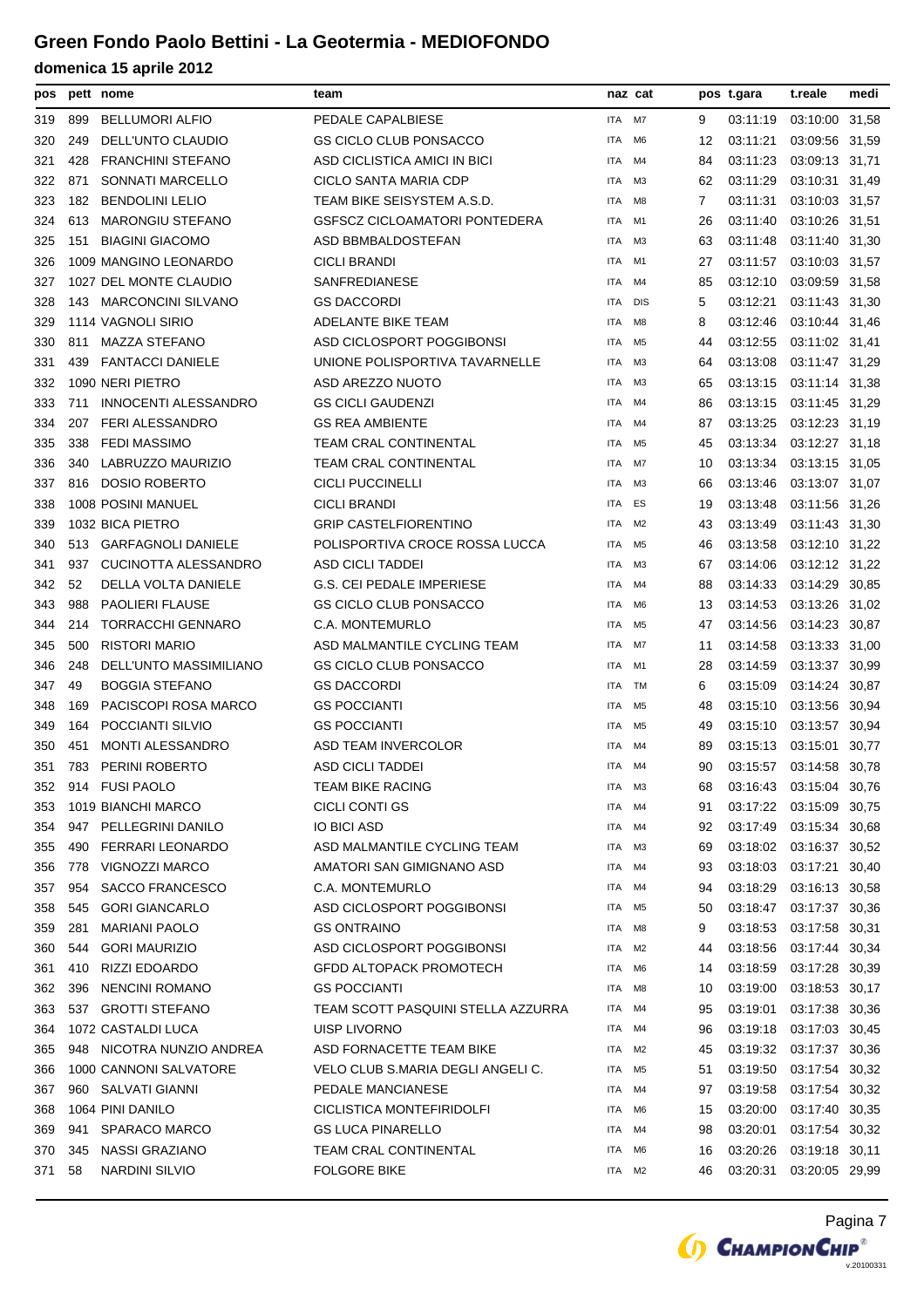# Green Fondo Paolo Bettini - La Geotermia - MEDIOFONDO

## domenica 15 aprile 2012

| pos | pett | nome | team | naz | cat | pos | t.gara | t.reale | medi |
|---|---|---|---|---|---|---|---|---|---|
| 319 | 899 | BELLUMORI ALFIO | PEDALE CAPALBIESE | ITA | M7 | 9 | 03:11:19 | 03:10:00 | 31,58 |
| 320 | 249 | DELL'UNTO CLAUDIO | GS CICLO CLUB PONSACCO | ITA | M6 | 12 | 03:11:21 | 03:09:56 | 31,59 |
| 321 | 428 | FRANCHINI STEFANO | ASD CICLISTICA AMICI IN BICI | ITA | M4 | 84 | 03:11:23 | 03:09:13 | 31,71 |
| 322 | 871 | SONNATI MARCELLO | CICLO SANTA MARIA CDP | ITA | M3 | 62 | 03:11:29 | 03:10:31 | 31,49 |
| 323 | 182 | BENDOLINI LELIO | TEAM BIKE SEISYSTEM A.S.D. | ITA | M8 | 7 | 03:11:31 | 03:10:03 | 31,57 |
| 324 | 613 | MARONGIU STEFANO | GSFSCZ CICLOAMATORI PONTEDERA | ITA | M1 | 26 | 03:11:40 | 03:10:26 | 31,51 |
| 325 | 151 | BIAGINI GIACOMO | ASD BBMBALDOSTEFAN | ITA | M3 | 63 | 03:11:48 | 03:11:40 | 31,30 |
| 326 | 1009 | MANGINO LEONARDO | CICLI BRANDI | ITA | M1 | 27 | 03:11:57 | 03:10:03 | 31,57 |
| 327 | 1027 | DEL MONTE CLAUDIO | SANFREDIANESE | ITA | M4 | 85 | 03:12:10 | 03:09:59 | 31,58 |
| 328 | 143 | MARCONCINI SILVANO | GS DACCORDI | ITA | DIS | 5 | 03:12:21 | 03:11:43 | 31,30 |
| 329 | 1114 | VAGNOLI SIRIO | ADELANTE BIKE TEAM | ITA | M8 | 8 | 03:12:46 | 03:10:44 | 31,46 |
| 330 | 811 | MAZZA STEFANO | ASD CICLOSPORT POGGIBONSI | ITA | M5 | 44 | 03:12:55 | 03:11:02 | 31,41 |
| 331 | 439 | FANTACCI DANIELE | UNIONE POLISPORTIVA TAVARNELLE | ITA | M3 | 64 | 03:13:08 | 03:11:47 | 31,29 |
| 332 | 1090 | NERI PIETRO | ASD AREZZO NUOTO | ITA | M3 | 65 | 03:13:15 | 03:11:14 | 31,38 |
| 333 | 711 | INNOCENTI ALESSANDRO | GS CICLI GAUDENZI | ITA | M4 | 86 | 03:13:15 | 03:11:45 | 31,29 |
| 334 | 207 | FERI ALESSANDRO | GS REA AMBIENTE | ITA | M4 | 87 | 03:13:25 | 03:12:23 | 31,19 |
| 335 | 338 | FEDI MASSIMO | TEAM CRAL CONTINENTAL | ITA | M5 | 45 | 03:13:34 | 03:12:27 | 31,18 |
| 336 | 340 | LABRUZZO MAURIZIO | TEAM CRAL CONTINENTAL | ITA | M7 | 10 | 03:13:34 | 03:13:15 | 31,05 |
| 337 | 816 | DOSIO ROBERTO | CICLI PUCCINELLI | ITA | M3 | 66 | 03:13:46 | 03:13:07 | 31,07 |
| 338 | 1008 | POSINI MANUEL | CICLI BRANDI | ITA | ES | 19 | 03:13:48 | 03:11:56 | 31,26 |
| 339 | 1032 | BICA PIETRO | GRIP CASTELFIORENTINO | ITA | M2 | 43 | 03:13:49 | 03:11:43 | 31,30 |
| 340 | 513 | GARFAGNOLI DANIELE | POLISPORTIVA CROCE ROSSA LUCCA | ITA | M5 | 46 | 03:13:58 | 03:12:10 | 31,22 |
| 341 | 937 | CUCINOTTA ALESSANDRO | ASD CICLI TADDEI | ITA | M3 | 67 | 03:14:06 | 03:12:12 | 31,22 |
| 342 | 52 | DELLA VOLTA DANIELE | G.S. CEI PEDALE IMPERIESE | ITA | M4 | 88 | 03:14:33 | 03:14:29 | 30,85 |
| 343 | 988 | PAOLIERI FLAUSE | GS CICLO CLUB PONSACCO | ITA | M6 | 13 | 03:14:53 | 03:13:26 | 31,02 |
| 344 | 214 | TORRACCHI GENNARO | C.A. MONTEMURLO | ITA | M5 | 47 | 03:14:56 | 03:14:23 | 30,87 |
| 345 | 500 | RISTORI MARIO | ASD MALMANTILE CYCLING TEAM | ITA | M7 | 11 | 03:14:58 | 03:13:33 | 31,00 |
| 346 | 248 | DELL'UNTO MASSIMILIANO | GS CICLO CLUB PONSACCO | ITA | M1 | 28 | 03:14:59 | 03:13:37 | 30,99 |
| 347 | 49 | BOGGIA STEFANO | GS DACCORDI | ITA | TM | 6 | 03:15:09 | 03:14:24 | 30,87 |
| 348 | 169 | PACISCOPI ROSA MARCO | GS POCCIANTI | ITA | M5 | 48 | 03:15:10 | 03:13:56 | 30,94 |
| 349 | 164 | POCCIANTI SILVIO | GS POCCIANTI | ITA | M5 | 49 | 03:15:10 | 03:13:57 | 30,94 |
| 350 | 451 | MONTI ALESSANDRO | ASD TEAM INVERCOLOR | ITA | M4 | 89 | 03:15:13 | 03:15:01 | 30,77 |
| 351 | 783 | PERINI ROBERTO | ASD CICLI TADDEI | ITA | M4 | 90 | 03:15:57 | 03:14:58 | 30,78 |
| 352 | 914 | FUSI PAOLO | TEAM BIKE RACING | ITA | M3 | 68 | 03:16:43 | 03:15:04 | 30,76 |
| 353 | 1019 | BIANCHI MARCO | CICLI CONTI GS | ITA | M4 | 91 | 03:17:22 | 03:15:09 | 30,75 |
| 354 | 947 | PELLEGRINI DANILO | IO BICI ASD | ITA | M4 | 92 | 03:17:49 | 03:15:34 | 30,68 |
| 355 | 490 | FERRARI LEONARDO | ASD MALMANTILE CYCLING TEAM | ITA | M3 | 69 | 03:18:02 | 03:16:37 | 30,52 |
| 356 | 778 | VIGNOZZI MARCO | AMATORI SAN GIMIGNANO ASD | ITA | M4 | 93 | 03:18:03 | 03:17:21 | 30,40 |
| 357 | 954 | SACCO FRANCESCO | C.A. MONTEMURLO | ITA | M4 | 94 | 03:18:29 | 03:16:13 | 30,58 |
| 358 | 545 | GORI GIANCARLO | ASD CICLOSPORT POGGIBONSI | ITA | M5 | 50 | 03:18:47 | 03:17:37 | 30,36 |
| 359 | 281 | MARIANI PAOLO | GS ONTRAINO | ITA | M8 | 9 | 03:18:53 | 03:17:58 | 30,31 |
| 360 | 544 | GORI MAURIZIO | ASD CICLOSPORT POGGIBONSI | ITA | M2 | 44 | 03:18:56 | 03:17:44 | 30,34 |
| 361 | 410 | RIZZI EDOARDO | GFDD ALTOPACK PROMOTECH | ITA | M6 | 14 | 03:18:59 | 03:17:28 | 30,39 |
| 362 | 396 | NENCINI ROMANO | GS POCCIANTI | ITA | M8 | 10 | 03:19:00 | 03:18:53 | 30,17 |
| 363 | 537 | GROTTI STEFANO | TEAM SCOTT PASQUINI STELLA AZZURRA | ITA | M4 | 95 | 03:19:01 | 03:17:38 | 30,36 |
| 364 | 1072 | CASTALDI LUCA | UISP LIVORNO | ITA | M4 | 96 | 03:19:18 | 03:17:03 | 30,45 |
| 365 | 948 | NICOTRA NUNZIO ANDREA | ASD FORNACETTE TEAM BIKE | ITA | M2 | 45 | 03:19:32 | 03:17:37 | 30,36 |
| 366 | 1000 | CANNONI SALVATORE | VELO CLUB S.MARIA DEGLI ANGELI C. | ITA | M5 | 51 | 03:19:50 | 03:17:54 | 30,32 |
| 367 | 960 | SALVATI GIANNI | PEDALE MANCIANESE | ITA | M4 | 97 | 03:19:58 | 03:17:54 | 30,32 |
| 368 | 1064 | PINI DANILO | CICLISTICA MONTEFIRIDOLFI | ITA | M6 | 15 | 03:20:00 | 03:17:40 | 30,35 |
| 369 | 941 | SPARACO MARCO | GS LUCA PINARELLO | ITA | M4 | 98 | 03:20:01 | 03:17:54 | 30,32 |
| 370 | 345 | NASSI GRAZIANO | TEAM CRAL CONTINENTAL | ITA | M6 | 16 | 03:20:26 | 03:19:18 | 30,11 |
| 371 | 58 | NARDINI SILVIO | FOLGORE BIKE | ITA | M2 | 46 | 03:20:31 | 03:20:05 | 29,99 |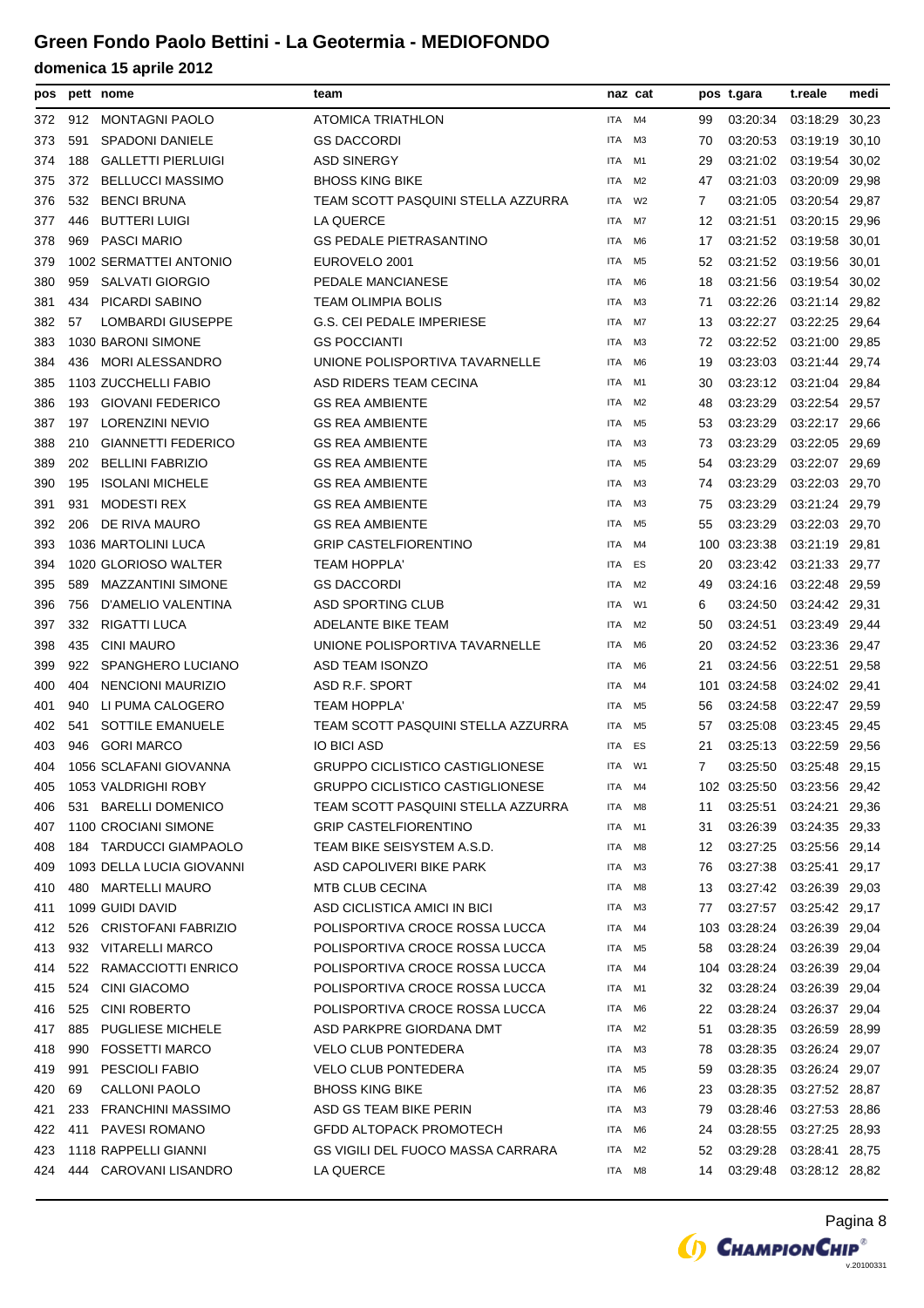# Green Fondo Paolo Bettini - La Geotermia - MEDIOFONDO

## domenica 15 aprile 2012

| pos | pett | nome | team | naz | cat | pos | t.gara | t.reale | medi |
|---|---|---|---|---|---|---|---|---|---|
| 372 | 912 | MONTAGNI PAOLO | ATOMICA TRIATHLON | ITA | M4 | 99 | 03:20:34 | 03:18:29 | 30,23 |
| 373 | 591 | SPADONI DANIELE | GS DACCORDI | ITA | M3 | 70 | 03:20:53 | 03:19:19 | 30,10 |
| 374 | 188 | GALLETTI PIERLUIGI | ASD SINERGY | ITA | M1 | 29 | 03:21:02 | 03:19:54 | 30,02 |
| 375 | 372 | BELLUCCI MASSIMO | BHOSS KING BIKE | ITA | M2 | 47 | 03:21:03 | 03:20:09 | 29,98 |
| 376 | 532 | BENCI BRUNA | TEAM SCOTT PASQUINI STELLA AZZURRA | ITA | W2 | 7 | 03:21:05 | 03:20:54 | 29,87 |
| 377 | 446 | BUTTERI LUIGI | LA QUERCE | ITA | M7 | 12 | 03:21:51 | 03:20:15 | 29,96 |
| 378 | 969 | PASCI MARIO | GS PEDALE PIETRASANTINO | ITA | M6 | 17 | 03:21:52 | 03:19:58 | 30,01 |
| 379 | 1002 | SERMATTEI ANTONIO | EUROVELO 2001 | ITA | M5 | 52 | 03:21:52 | 03:19:56 | 30,01 |
| 380 | 959 | SALVATI GIORGIO | PEDALE MANCIANESE | ITA | M6 | 18 | 03:21:56 | 03:19:54 | 30,02 |
| 381 | 434 | PICARDI SABINO | TEAM OLIMPIA BOLIS | ITA | M3 | 71 | 03:22:26 | 03:21:14 | 29,82 |
| 382 | 57 | LOMBARDI GIUSEPPE | G.S. CEI PEDALE IMPERIESE | ITA | M7 | 13 | 03:22:27 | 03:22:25 | 29,64 |
| 383 | 1030 | BARONI SIMONE | GS POCCIANTI | ITA | M3 | 72 | 03:22:52 | 03:21:00 | 29,85 |
| 384 | 436 | MORI ALESSANDRO | UNIONE POLISPORTIVA TAVARNELLE | ITA | M6 | 19 | 03:23:03 | 03:21:44 | 29,74 |
| 385 | 1103 | ZUCCHELLI FABIO | ASD RIDERS TEAM CECINA | ITA | M1 | 30 | 03:23:12 | 03:21:04 | 29,84 |
| 386 | 193 | GIOVANI FEDERICO | GS REA AMBIENTE | ITA | M2 | 48 | 03:23:29 | 03:22:54 | 29,57 |
| 387 | 197 | LORENZINI NEVIO | GS REA AMBIENTE | ITA | M5 | 53 | 03:23:29 | 03:22:17 | 29,66 |
| 388 | 210 | GIANNETTI FEDERICO | GS REA AMBIENTE | ITA | M3 | 73 | 03:23:29 | 03:22:05 | 29,69 |
| 389 | 202 | BELLINI FABRIZIO | GS REA AMBIENTE | ITA | M5 | 54 | 03:23:29 | 03:22:07 | 29,69 |
| 390 | 195 | ISOLANI MICHELE | GS REA AMBIENTE | ITA | M3 | 74 | 03:23:29 | 03:22:03 | 29,70 |
| 391 | 931 | MODESTI REX | GS REA AMBIENTE | ITA | M3 | 75 | 03:23:29 | 03:21:24 | 29,79 |
| 392 | 206 | DE RIVA MAURO | GS REA AMBIENTE | ITA | M5 | 55 | 03:23:29 | 03:22:03 | 29,70 |
| 393 | 1036 | MARTOLINI LUCA | GRIP CASTELFIORENTINO | ITA | M4 | 100 | 03:23:38 | 03:21:19 | 29,81 |
| 394 | 1020 | GLORIOSO WALTER | TEAM HOPPLA' | ITA | ES | 20 | 03:23:42 | 03:21:33 | 29,77 |
| 395 | 589 | MAZZANTINI SIMONE | GS DACCORDI | ITA | M2 | 49 | 03:24:16 | 03:22:48 | 29,59 |
| 396 | 756 | D'AMELIO VALENTINA | ASD SPORTING CLUB | ITA | W1 | 6 | 03:24:50 | 03:24:42 | 29,31 |
| 397 | 332 | RIGATTI LUCA | ADELANTE BIKE TEAM | ITA | M2 | 50 | 03:24:51 | 03:23:49 | 29,44 |
| 398 | 435 | CINI MAURO | UNIONE POLISPORTIVA TAVARNELLE | ITA | M6 | 20 | 03:24:52 | 03:23:36 | 29,47 |
| 399 | 922 | SPANGHERO LUCIANO | ASD TEAM ISONZO | ITA | M6 | 21 | 03:24:56 | 03:22:51 | 29,58 |
| 400 | 404 | NENCIONI MAURIZIO | ASD R.F. SPORT | ITA | M4 | 101 | 03:24:58 | 03:24:02 | 29,41 |
| 401 | 940 | LI PUMA CALOGERO | TEAM HOPPLA' | ITA | M5 | 56 | 03:24:58 | 03:22:47 | 29,59 |
| 402 | 541 | SOTTILE EMANUELE | TEAM SCOTT PASQUINI STELLA AZZURRA | ITA | M5 | 57 | 03:25:08 | 03:23:45 | 29,45 |
| 403 | 946 | GORI MARCO | IO BICI ASD | ITA | ES | 21 | 03:25:13 | 03:22:59 | 29,56 |
| 404 | 1056 | SCLAFANI GIOVANNA | GRUPPO CICLISTICO CASTIGLIONESE | ITA | W1 | 7 | 03:25:50 | 03:25:48 | 29,15 |
| 405 | 1053 | VALDRIGHI ROBY | GRUPPO CICLISTICO CASTIGLIONESE | ITA | M4 | 102 | 03:25:50 | 03:23:56 | 29,42 |
| 406 | 531 | BARELLI DOMENICO | TEAM SCOTT PASQUINI STELLA AZZURRA | ITA | M8 | 11 | 03:25:51 | 03:24:21 | 29,36 |
| 407 | 1100 | CROCIANI SIMONE | GRIP CASTELFIORENTINO | ITA | M1 | 31 | 03:26:39 | 03:24:35 | 29,33 |
| 408 | 184 | TARDUCCI GIAMPAOLO | TEAM BIKE SEISYSTEM A.S.D. | ITA | M8 | 12 | 03:27:25 | 03:25:56 | 29,14 |
| 409 | 1093 | DELLA LUCIA GIOVANNI | ASD CAPOLIVERI BIKE PARK | ITA | M3 | 76 | 03:27:38 | 03:25:41 | 29,17 |
| 410 | 480 | MARTELLI MAURO | MTB CLUB CECINA | ITA | M8 | 13 | 03:27:42 | 03:26:39 | 29,03 |
| 411 | 1099 | GUIDI DAVID | ASD CICLISTICA AMICI IN BICI | ITA | M3 | 77 | 03:27:57 | 03:25:42 | 29,17 |
| 412 | 526 | CRISTOFANI FABRIZIO | POLISPORTIVA CROCE ROSSA LUCCA | ITA | M4 | 103 | 03:28:24 | 03:26:39 | 29,04 |
| 413 | 932 | VITARELLI MARCO | POLISPORTIVA CROCE ROSSA LUCCA | ITA | M5 | 58 | 03:28:24 | 03:26:39 | 29,04 |
| 414 | 522 | RAMACCIOTTI ENRICO | POLISPORTIVA CROCE ROSSA LUCCA | ITA | M4 | 104 | 03:28:24 | 03:26:39 | 29,04 |
| 415 | 524 | CINI GIACOMO | POLISPORTIVA CROCE ROSSA LUCCA | ITA | M1 | 32 | 03:28:24 | 03:26:39 | 29,04 |
| 416 | 525 | CINI ROBERTO | POLISPORTIVA CROCE ROSSA LUCCA | ITA | M6 | 22 | 03:28:24 | 03:26:37 | 29,04 |
| 417 | 885 | PUGLIESE MICHELE | ASD PARKPRE GIORDANA DMT | ITA | M2 | 51 | 03:28:35 | 03:26:59 | 28,99 |
| 418 | 990 | FOSSETTI MARCO | VELO CLUB PONTEDERA | ITA | M3 | 78 | 03:28:35 | 03:26:24 | 29,07 |
| 419 | 991 | PESCIOLI FABIO | VELO CLUB PONTEDERA | ITA | M5 | 59 | 03:28:35 | 03:26:24 | 29,07 |
| 420 | 69 | CALLONI PAOLO | BHOSS KING BIKE | ITA | M6 | 23 | 03:28:35 | 03:27:52 | 28,87 |
| 421 | 233 | FRANCHINI MASSIMO | ASD GS TEAM BIKE PERIN | ITA | M3 | 79 | 03:28:46 | 03:27:53 | 28,86 |
| 422 | 411 | PAVESI ROMANO | GFDD ALTOPACK PROMOTECH | ITA | M6 | 24 | 03:28:55 | 03:27:25 | 28,93 |
| 423 | 1118 | RAPPELLI GIANNI | GS VIGILI DEL FUOCO MASSA CARRARA | ITA | M2 | 52 | 03:29:28 | 03:28:41 | 28,75 |
| 424 | 444 | CAROVANI LISANDRO | LA QUERCE | ITA | M8 | 14 | 03:29:48 | 03:28:12 | 28,82 |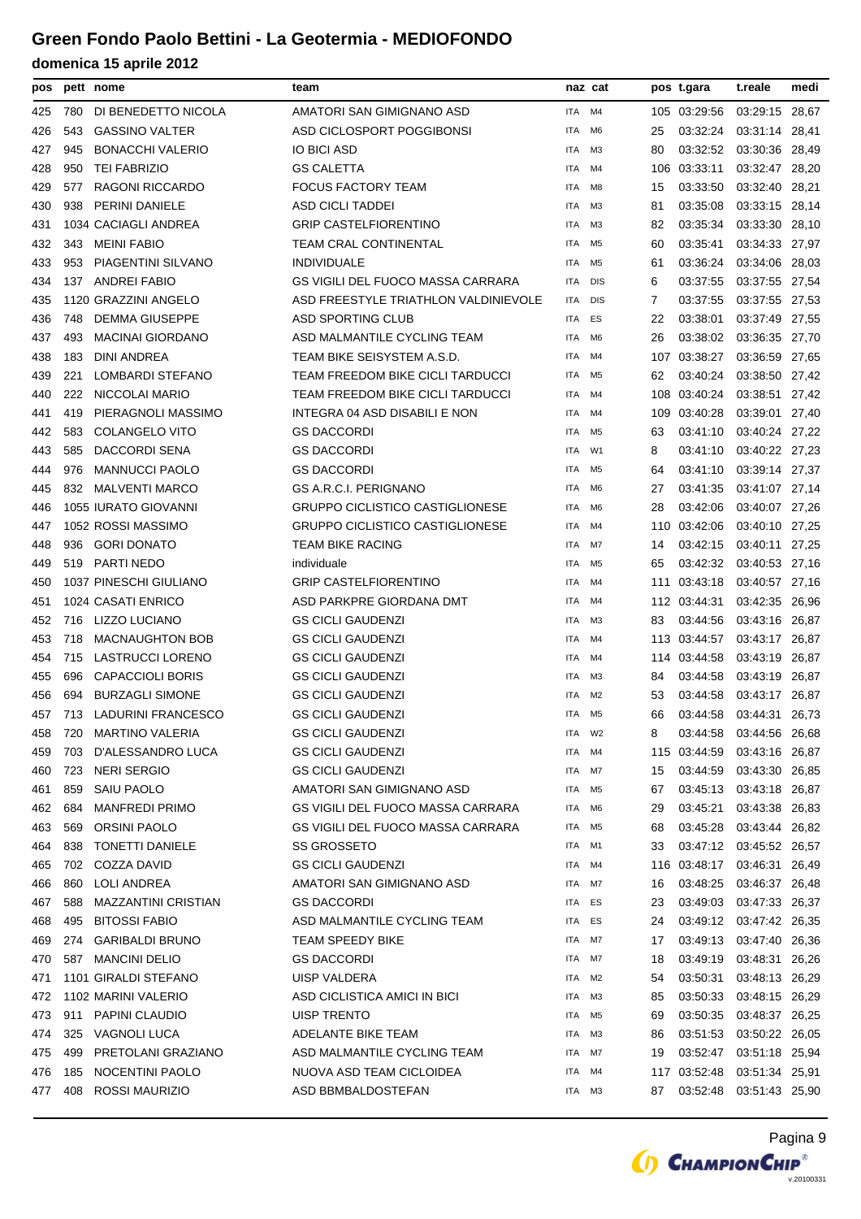# Green Fondo Paolo Bettini - La Geotermia - MEDIOFONDO

## domenica 15 aprile 2012

| pos | pett | nome | team | naz | cat | pos | t.gara | t.reale | medi |
|---|---|---|---|---|---|---|---|---|---|
| 425 | 780 | DI BENEDETTO NICOLA | AMATORI SAN GIMIGNANO ASD | ITA | M4 | 105 | 03:29:56 | 03:29:15 | 28,67 |
| 426 | 543 | GASSINO VALTER | ASD CICLOSPORT POGGIBONSI | ITA | M6 | 25 | 03:32:24 | 03:31:14 | 28,41 |
| 427 | 945 | BONACCHI VALERIO | IO BICI ASD | ITA | M3 | 80 | 03:32:52 | 03:30:36 | 28,49 |
| 428 | 950 | TEI FABRIZIO | GS CALETTA | ITA | M4 | 106 | 03:33:11 | 03:32:47 | 28,20 |
| 429 | 577 | RAGONI RICCARDO | FOCUS FACTORY TEAM | ITA | M8 | 15 | 03:33:50 | 03:32:40 | 28,21 |
| 430 | 938 | PERINI DANIELE | ASD CICLI TADDEI | ITA | M3 | 81 | 03:35:08 | 03:33:15 | 28,14 |
| 431 | 1034 | CACIAGLI ANDREA | GRIP CASTELFIORENTINO | ITA | M3 | 82 | 03:35:34 | 03:33:30 | 28,10 |
| 432 | 343 | MEINI FABIO | TEAM CRAL CONTINENTAL | ITA | M5 | 60 | 03:35:41 | 03:34:33 | 27,97 |
| 433 | 953 | PIAGENTINI SILVANO | INDIVIDUALE | ITA | M5 | 61 | 03:36:24 | 03:34:06 | 28,03 |
| 434 | 137 | ANDREI FABIO | GS VIGILI DEL FUOCO MASSA CARRARA | ITA | DIS | 6 | 03:37:55 | 03:37:55 | 27,54 |
| 435 | 1120 | GRAZZINI ANGELO | ASD FREESTYLE TRIATHLON VALDINIEVOLE | ITA | DIS | 7 | 03:37:55 | 03:37:55 | 27,53 |
| 436 | 748 | DEMMA GIUSEPPE | ASD SPORTING CLUB | ITA | ES | 22 | 03:38:01 | 03:37:49 | 27,55 |
| 437 | 493 | MACINAI GIORDANO | ASD MALMANTILE CYCLING TEAM | ITA | M6 | 26 | 03:38:02 | 03:36:35 | 27,70 |
| 438 | 183 | DINI ANDREA | TEAM BIKE SEISYSTEM A.S.D. | ITA | M4 | 107 | 03:38:27 | 03:36:59 | 27,65 |
| 439 | 221 | LOMBARDI STEFANO | TEAM FREEDOM BIKE CICLI TARDUCCI | ITA | M5 | 62 | 03:40:24 | 03:38:50 | 27,42 |
| 440 | 222 | NICCOLAI MARIO | TEAM FREEDOM BIKE CICLI TARDUCCI | ITA | M4 | 108 | 03:40:24 | 03:38:51 | 27,42 |
| 441 | 419 | PIERAGNOLI MASSIMO | INTEGRA 04 ASD DISABILI E NON | ITA | M4 | 109 | 03:40:28 | 03:39:01 | 27,40 |
| 442 | 583 | COLANGELO VITO | GS DACCORDI | ITA | M5 | 63 | 03:41:10 | 03:40:24 | 27,22 |
| 443 | 585 | DACCORDI SENA | GS DACCORDI | ITA | W1 | 8 | 03:41:10 | 03:40:22 | 27,23 |
| 444 | 976 | MANNUCCI PAOLO | GS DACCORDI | ITA | M5 | 64 | 03:41:10 | 03:39:14 | 27,37 |
| 445 | 832 | MALVENTI MARCO | GS A.R.C.I. PERIGNANO | ITA | M6 | 27 | 03:41:35 | 03:41:07 | 27,14 |
| 446 | 1055 | IURATO GIOVANNI | GRUPPO CICLISTICO CASTIGLIONESE | ITA | M6 | 28 | 03:42:06 | 03:40:07 | 27,26 |
| 447 | 1052 | ROSSI MASSIMO | GRUPPO CICLISTICO CASTIGLIONESE | ITA | M4 | 110 | 03:42:06 | 03:40:10 | 27,25 |
| 448 | 936 | GORI DONATO | TEAM BIKE RACING | ITA | M7 | 14 | 03:42:15 | 03:40:11 | 27,25 |
| 449 | 519 | PARTI NEDO | individuale | ITA | M5 | 65 | 03:42:32 | 03:40:53 | 27,16 |
| 450 | 1037 | PINESCHI GIULIANO | GRIP CASTELFIORENTINO | ITA | M4 | 111 | 03:43:18 | 03:40:57 | 27,16 |
| 451 | 1024 | CASATI ENRICO | ASD PARKPRE GIORDANA DMT | ITA | M4 | 112 | 03:44:31 | 03:42:35 | 26,96 |
| 452 | 716 | LIZZO LUCIANO | GS CICLI GAUDENZI | ITA | M3 | 83 | 03:44:56 | 03:43:16 | 26,87 |
| 453 | 718 | MACNAUGHTON BOB | GS CICLI GAUDENZI | ITA | M4 | 113 | 03:44:57 | 03:43:17 | 26,87 |
| 454 | 715 | LASTRUCCI LORENO | GS CICLI GAUDENZI | ITA | M4 | 114 | 03:44:58 | 03:43:19 | 26,87 |
| 455 | 696 | CAPACCIOLI BORIS | GS CICLI GAUDENZI | ITA | M3 | 84 | 03:44:58 | 03:43:19 | 26,87 |
| 456 | 694 | BURZAGLI SIMONE | GS CICLI GAUDENZI | ITA | M2 | 53 | 03:44:58 | 03:43:17 | 26,87 |
| 457 | 713 | LADURINI FRANCESCO | GS CICLI GAUDENZI | ITA | M5 | 66 | 03:44:58 | 03:44:31 | 26,73 |
| 458 | 720 | MARTINO VALERIA | GS CICLI GAUDENZI | ITA | W2 | 8 | 03:44:58 | 03:44:56 | 26,68 |
| 459 | 703 | D'ALESSANDRO LUCA | GS CICLI GAUDENZI | ITA | M4 | 115 | 03:44:59 | 03:43:16 | 26,87 |
| 460 | 723 | NERI SERGIO | GS CICLI GAUDENZI | ITA | M7 | 15 | 03:44:59 | 03:43:30 | 26,85 |
| 461 | 859 | SAIU PAOLO | AMATORI SAN GIMIGNANO ASD | ITA | M5 | 67 | 03:45:13 | 03:43:18 | 26,87 |
| 462 | 684 | MANFREDI PRIMO | GS VIGILI DEL FUOCO MASSA CARRARA | ITA | M6 | 29 | 03:45:21 | 03:43:38 | 26,83 |
| 463 | 569 | ORSINI PAOLO | GS VIGILI DEL FUOCO MASSA CARRARA | ITA | M5 | 68 | 03:45:28 | 03:43:44 | 26,82 |
| 464 | 838 | TONETTI DANIELE | SS GROSSETO | ITA | M1 | 33 | 03:47:12 | 03:45:52 | 26,57 |
| 465 | 702 | COZZA DAVID | GS CICLI GAUDENZI | ITA | M4 | 116 | 03:48:17 | 03:46:31 | 26,49 |
| 466 | 860 | LOLI ANDREA | AMATORI SAN GIMIGNANO ASD | ITA | M7 | 16 | 03:48:25 | 03:46:37 | 26,48 |
| 467 | 588 | MAZZANTINI CRISTIAN | GS DACCORDI | ITA | ES | 23 | 03:49:03 | 03:47:33 | 26,37 |
| 468 | 495 | BITOSSI FABIO | ASD MALMANTILE CYCLING TEAM | ITA | ES | 24 | 03:49:12 | 03:47:42 | 26,35 |
| 469 | 274 | GARIBALDI BRUNO | TEAM SPEEDY BIKE | ITA | M7 | 17 | 03:49:13 | 03:47:40 | 26,36 |
| 470 | 587 | MANCINI DELIO | GS DACCORDI | ITA | M7 | 18 | 03:49:19 | 03:48:31 | 26,26 |
| 471 | 1101 | GIRALDI STEFANO | UISP VALDERA | ITA | M2 | 54 | 03:50:31 | 03:48:13 | 26,29 |
| 472 | 1102 | MARINI VALERIO | ASD CICLISTICA AMICI IN BICI | ITA | M3 | 85 | 03:50:33 | 03:48:15 | 26,29 |
| 473 | 911 | PAPINI CLAUDIO | UISP TRENTO | ITA | M5 | 69 | 03:50:35 | 03:48:37 | 26,25 |
| 474 | 325 | VAGNOLI LUCA | ADELANTE BIKE TEAM | ITA | M3 | 86 | 03:51:53 | 03:50:22 | 26,05 |
| 475 | 499 | PRETOLANI GRAZIANO | ASD MALMANTILE CYCLING TEAM | ITA | M7 | 19 | 03:52:47 | 03:51:18 | 25,94 |
| 476 | 185 | NOCENTINI PAOLO | NUOVA ASD TEAM CICLOIDEA | ITA | M4 | 117 | 03:52:48 | 03:51:34 | 25,91 |
| 477 | 408 | ROSSI MAURIZIO | ASD BBMBALDOSTEFAN | ITA | M3 | 87 | 03:52:48 | 03:51:43 | 25,90 |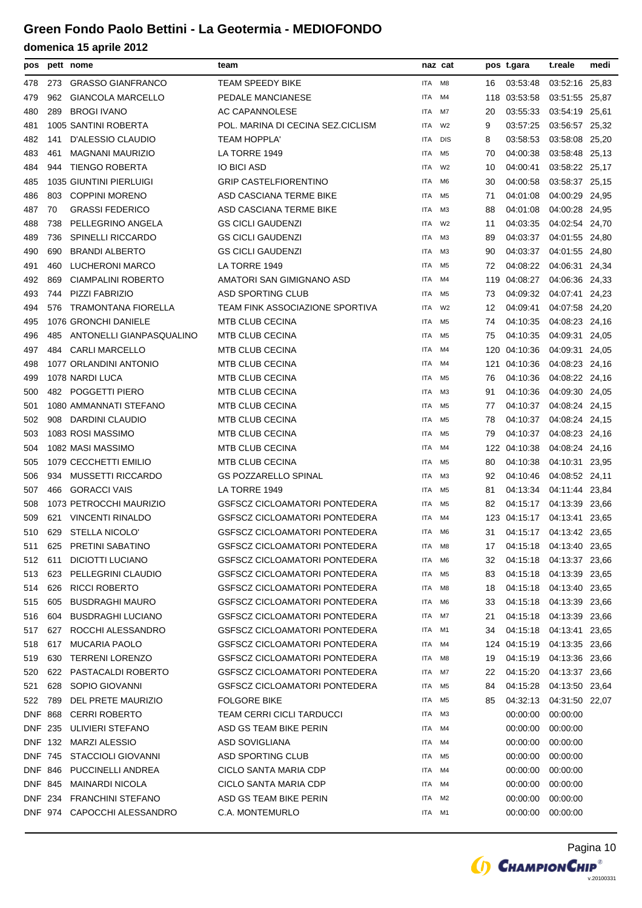# Green Fondo Paolo Bettini - La Geotermia - MEDIOFONDO

## domenica 15 aprile 2012

| pos | pett | nome | team | naz | cat | pos | t.gara | t.reale | medi |
|---|---|---|---|---|---|---|---|---|---|
| 478 | 273 | GRASSO GIANFRANCO | TEAM SPEEDY BIKE | ITA | M8 | 16 | 03:53:48 | 03:52:16 | 25,83 |
| 479 | 962 | GIANCOLA MARCELLO | PEDALE MANCIANESE | ITA | M4 | 118 | 03:53:58 | 03:51:55 | 25,87 |
| 480 | 289 | BROGI IVANO | AC CAPANNOLESE | ITA | M7 | 20 | 03:55:33 | 03:54:19 | 25,61 |
| 481 | 1005 | SANTINI ROBERTA | POL. MARINA DI CECINA SEZ.CICLISM | ITA | W2 | 9 | 03:57:25 | 03:56:57 | 25,32 |
| 482 | 141 | D'ALESSIO CLAUDIO | TEAM HOPPLA' | ITA | DIS | 8 | 03:58:53 | 03:58:08 | 25,20 |
| 483 | 461 | MAGNANI MAURIZIO | LA TORRE 1949 | ITA | M5 | 70 | 04:00:38 | 03:58:48 | 25,13 |
| 484 | 944 | TIENGO ROBERTA | IO BICI ASD | ITA | W2 | 10 | 04:00:41 | 03:58:22 | 25,17 |
| 485 | 1035 | GIUNTINI PIERLUIGI | GRIP CASTELFIORENTINO | ITA | M6 | 30 | 04:00:58 | 03:58:37 | 25,15 |
| 486 | 803 | COPPINI MORENO | ASD CASCIANA TERME BIKE | ITA | M5 | 71 | 04:01:08 | 04:00:29 | 24,95 |
| 487 | 70 | GRASSI FEDERICO | ASD CASCIANA TERME BIKE | ITA | M3 | 88 | 04:01:08 | 04:00:28 | 24,95 |
| 488 | 738 | PELLEGRINO ANGELA | GS CICLI GAUDENZI | ITA | W2 | 11 | 04:03:35 | 04:02:54 | 24,70 |
| 489 | 736 | SPINELLI RICCARDO | GS CICLI GAUDENZI | ITA | M3 | 89 | 04:03:37 | 04:01:55 | 24,80 |
| 490 | 690 | BRANDI ALBERTO | GS CICLI GAUDENZI | ITA | M3 | 90 | 04:03:37 | 04:01:55 | 24,80 |
| 491 | 460 | LUCHERONI MARCO | LA TORRE 1949 | ITA | M5 | 72 | 04:08:22 | 04:06:31 | 24,34 |
| 492 | 869 | CIAMPALINI ROBERTO | AMATORI SAN GIMIGNANO ASD | ITA | M4 | 119 | 04:08:27 | 04:06:36 | 24,33 |
| 493 | 744 | PIZZI FABRIZIO | ASD SPORTING CLUB | ITA | M5 | 73 | 04:09:32 | 04:07:41 | 24,23 |
| 494 | 576 | TRAMONTANA FIORELLA | TEAM FINK ASSOCIAZIONE SPORTIVA | ITA | W2 | 12 | 04:09:41 | 04:07:58 | 24,20 |
| 495 | 1076 | GRONCHI DANIELE | MTB CLUB CECINA | ITA | M5 | 74 | 04:10:35 | 04:08:23 | 24,16 |
| 496 | 485 | ANTONELLI GIANPASQUALINO | MTB CLUB CECINA | ITA | M5 | 75 | 04:10:35 | 04:09:31 | 24,05 |
| 497 | 484 | CARLI MARCELLO | MTB CLUB CECINA | ITA | M4 | 120 | 04:10:36 | 04:09:31 | 24,05 |
| 498 | 1077 | ORLANDINI ANTONIO | MTB CLUB CECINA | ITA | M4 | 121 | 04:10:36 | 04:08:23 | 24,16 |
| 499 | 1078 | NARDI LUCA | MTB CLUB CECINA | ITA | M5 | 76 | 04:10:36 | 04:08:22 | 24,16 |
| 500 | 482 | POGGETTI PIERO | MTB CLUB CECINA | ITA | M3 | 91 | 04:10:36 | 04:09:30 | 24,05 |
| 501 | 1080 | AMMANNATI STEFANO | MTB CLUB CECINA | ITA | M5 | 77 | 04:10:37 | 04:08:24 | 24,15 |
| 502 | 908 | DARDINI CLAUDIO | MTB CLUB CECINA | ITA | M5 | 78 | 04:10:37 | 04:08:24 | 24,15 |
| 503 | 1083 | ROSI MASSIMO | MTB CLUB CECINA | ITA | M5 | 79 | 04:10:37 | 04:08:23 | 24,16 |
| 504 | 1082 | MASI MASSIMO | MTB CLUB CECINA | ITA | M4 | 122 | 04:10:38 | 04:08:24 | 24,16 |
| 505 | 1079 | CECCHETTI EMILIO | MTB CLUB CECINA | ITA | M5 | 80 | 04:10:38 | 04:10:31 | 23,95 |
| 506 | 934 | MUSSETTI RICCARDO | GS POZZARELLO SPINAL | ITA | M3 | 92 | 04:10:46 | 04:08:52 | 24,11 |
| 507 | 466 | GORACCI VAIS | LA TORRE 1949 | ITA | M5 | 81 | 04:13:34 | 04:11:44 | 23,84 |
| 508 | 1073 | PETROCCHI MAURIZIO | GSFSCZ CICLOAMATORI PONTEDERA | ITA | M5 | 82 | 04:15:17 | 04:13:39 | 23,66 |
| 509 | 621 | VINCENTI RINALDO | GSFSCZ CICLOAMATORI PONTEDERA | ITA | M4 | 123 | 04:15:17 | 04:13:41 | 23,65 |
| 510 | 629 | STELLA NICOLO' | GSFSCZ CICLOAMATORI PONTEDERA | ITA | M6 | 31 | 04:15:17 | 04:13:42 | 23,65 |
| 511 | 625 | PRETINI SABATINO | GSFSCZ CICLOAMATORI PONTEDERA | ITA | M8 | 17 | 04:15:18 | 04:13:40 | 23,65 |
| 512 | 611 | DICIOTTI LUCIANO | GSFSCZ CICLOAMATORI PONTEDERA | ITA | M6 | 32 | 04:15:18 | 04:13:37 | 23,66 |
| 513 | 623 | PELLEGRINI CLAUDIO | GSFSCZ CICLOAMATORI PONTEDERA | ITA | M5 | 83 | 04:15:18 | 04:13:39 | 23,65 |
| 514 | 626 | RICCI ROBERTO | GSFSCZ CICLOAMATORI PONTEDERA | ITA | M8 | 18 | 04:15:18 | 04:13:40 | 23,65 |
| 515 | 605 | BUSDRAGHI MAURO | GSFSCZ CICLOAMATORI PONTEDERA | ITA | M6 | 33 | 04:15:18 | 04:13:39 | 23,66 |
| 516 | 604 | BUSDRAGHI LUCIANO | GSFSCZ CICLOAMATORI PONTEDERA | ITA | M7 | 21 | 04:15:18 | 04:13:39 | 23,66 |
| 517 | 627 | ROCCHI ALESSANDRO | GSFSCZ CICLOAMATORI PONTEDERA | ITA | M1 | 34 | 04:15:18 | 04:13:41 | 23,65 |
| 518 | 617 | MUCARIA PAOLO | GSFSCZ CICLOAMATORI PONTEDERA | ITA | M4 | 124 | 04:15:19 | 04:13:35 | 23,66 |
| 519 | 630 | TERRENI LORENZO | GSFSCZ CICLOAMATORI PONTEDERA | ITA | M8 | 19 | 04:15:19 | 04:13:36 | 23,66 |
| 520 | 622 | PASTACALDI ROBERTO | GSFSCZ CICLOAMATORI PONTEDERA | ITA | M7 | 22 | 04:15:20 | 04:13:37 | 23,66 |
| 521 | 628 | SOPIO GIOVANNI | GSFSCZ CICLOAMATORI PONTEDERA | ITA | M5 | 84 | 04:15:28 | 04:13:50 | 23,64 |
| 522 | 789 | DEL PRETE MAURIZIO | FOLGORE BIKE | ITA | M5 | 85 | 04:32:13 | 04:31:50 | 22,07 |
| DNF | 868 | CERRI ROBERTO | TEAM CERRI CICLI TARDUCCI | ITA | M3 | | 00:00:00 | 00:00:00 | |
| DNF | 235 | ULIVIERI STEFANO | ASD GS TEAM BIKE PERIN | ITA | M4 | | 00:00:00 | 00:00:00 | |
| DNF | 132 | MARZI ALESSIO | ASD SOVIGLIANA | ITA | M4 | | 00:00:00 | 00:00:00 | |
| DNF | 745 | STACCIOLI GIOVANNI | ASD SPORTING CLUB | ITA | M5 | | 00:00:00 | 00:00:00 | |
| DNF | 846 | PUCCINELLI ANDREA | CICLO SANTA MARIA CDP | ITA | M4 | | 00:00:00 | 00:00:00 | |
| DNF | 845 | MAINARDI NICOLA | CICLO SANTA MARIA CDP | ITA | M4 | | 00:00:00 | 00:00:00 | |
| DNF | 234 | FRANCHINI STEFANO | ASD GS TEAM BIKE PERIN | ITA | M2 | | 00:00:00 | 00:00:00 | |
| DNF | 974 | CAPOCCHI ALESSANDRO | C.A. MONTEMURLO | ITA | M1 | | 00:00:00 | 00:00:00 | |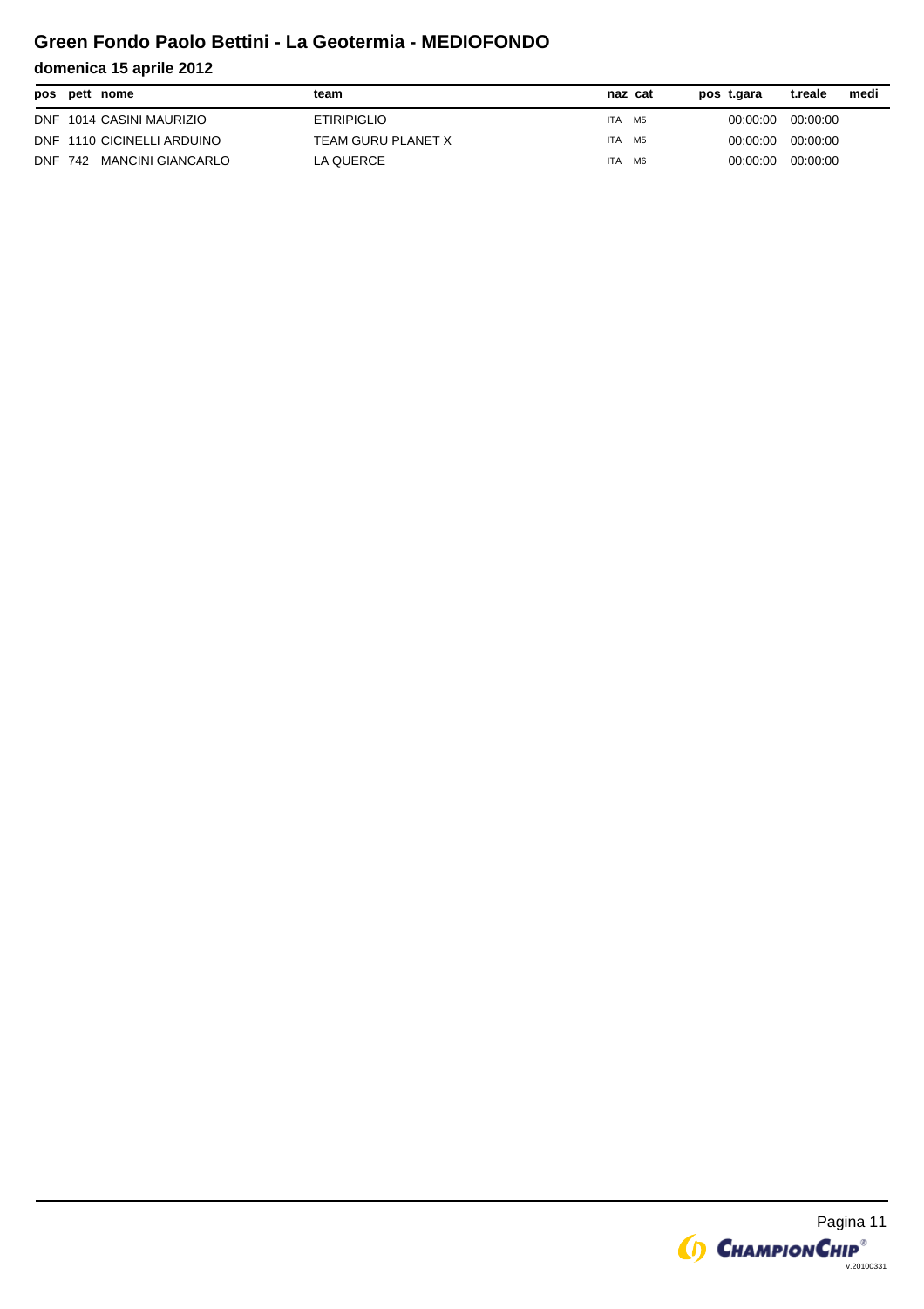# Green Fondo Paolo Bettini - La Geotermia - MEDIOFONDO

## domenica 15 aprile 2012

| pos | pett | nome | team | naz | cat | pos | t.gara | t.reale | medi |
|---|---|---|---|---|---|---|---|---|---|
| DNF | 1014 | CASINI MAURIZIO | ETIRIPIGLIO | ITA | M5 | | 00:00:00 | 00:00:00 | |
| DNF | 1110 | CICINELLI ARDUINO | TEAM GURU PLANET X | ITA | M5 | | 00:00:00 | 00:00:00 | |
| DNF | 742 | MANCINI GIANCARLO | LA QUERCE | ITA | M6 | | 00:00:00 | 00:00:00 | |

CHAMPIONCHIP®
v.20100331